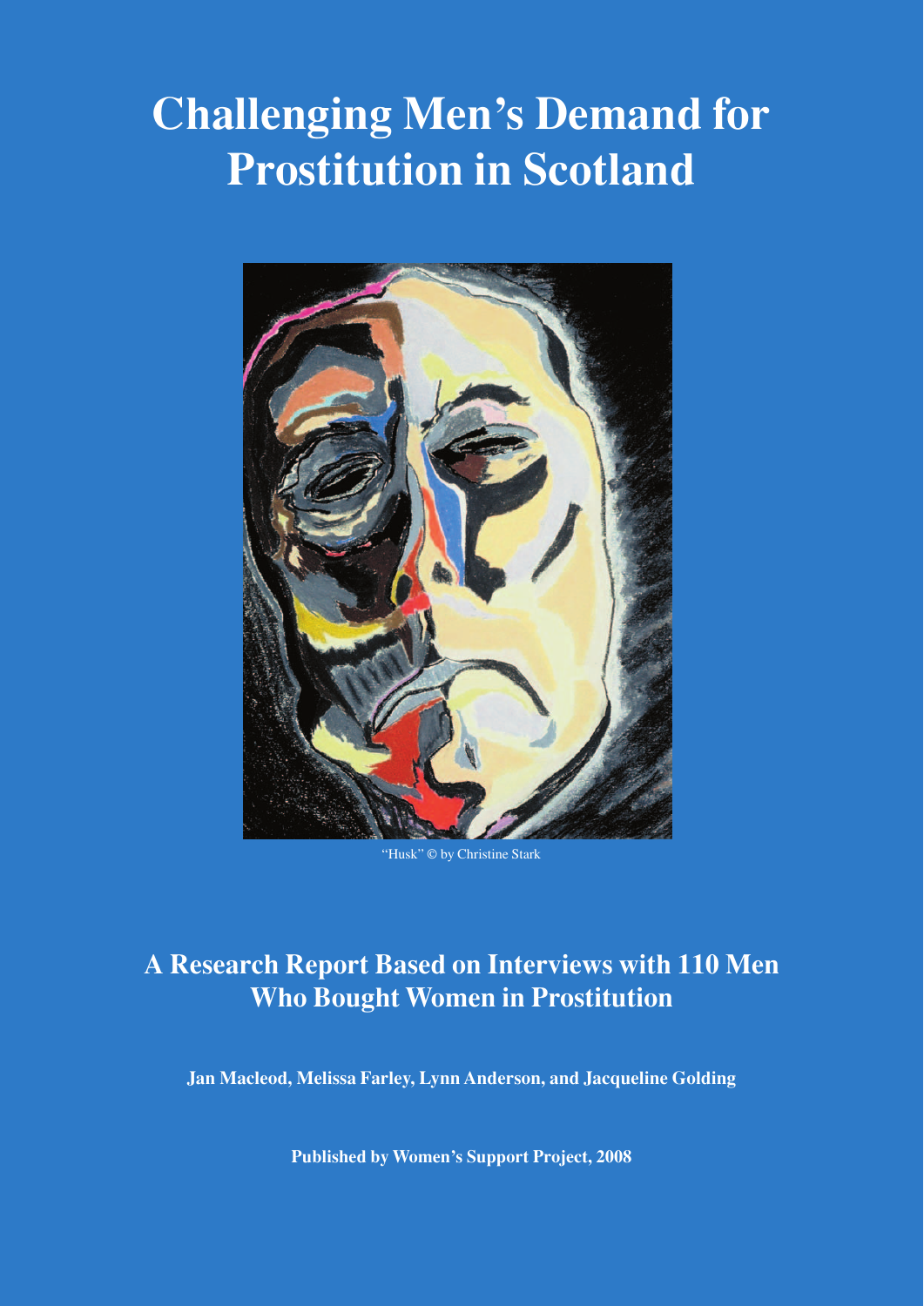# Challenging Men's Demand for Prostitution in Scotland

"Husk" © by Christine Stark

## A Research Report Based on Interviews with 110 Men Who Bought Women in Prostitution

**Jan Macleod, Melissa Farley, Lynn Anderson, and Jacqueline Golding**

**Published by Women's Support Project, 2008**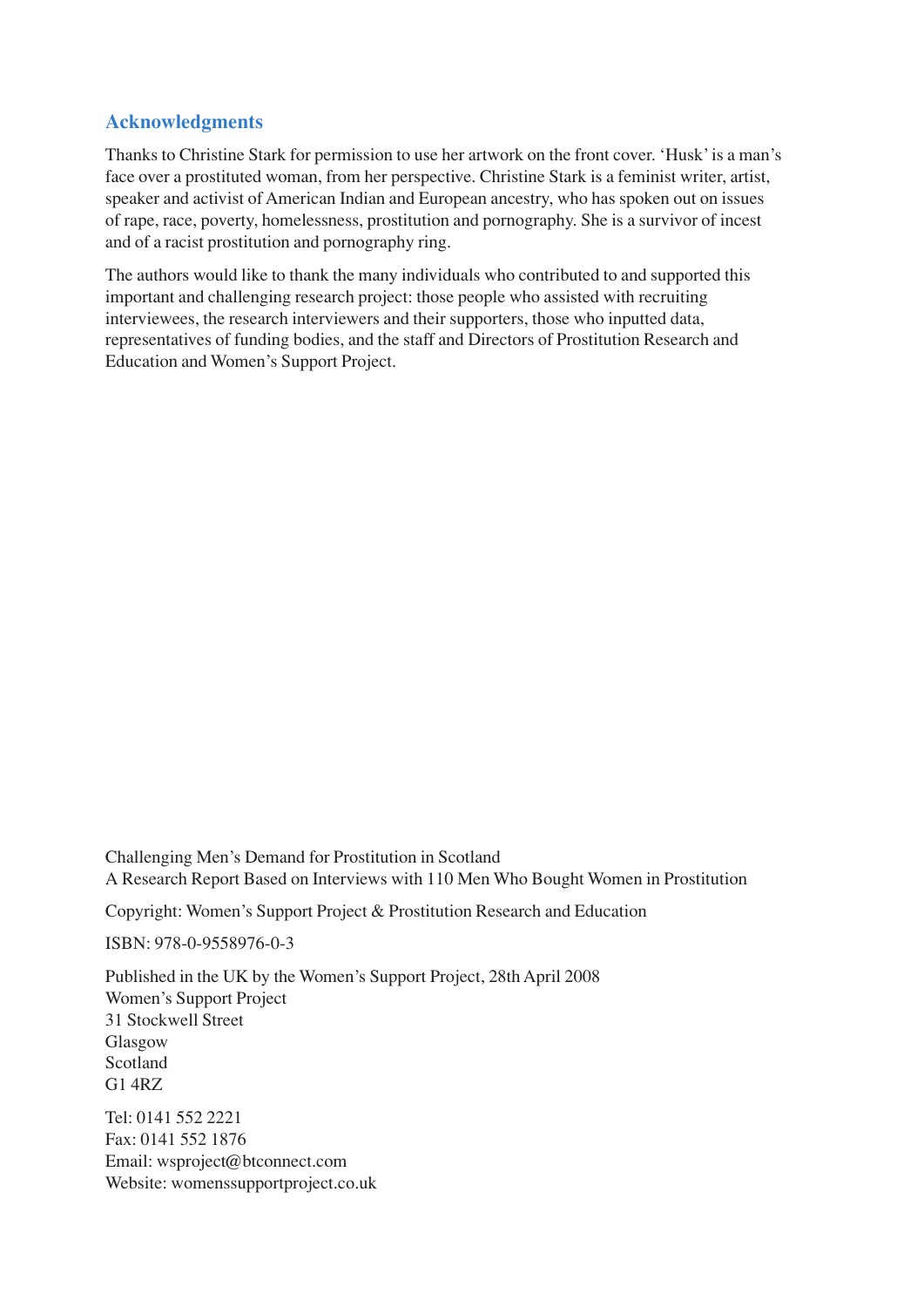## Acknowledgments

Thanks to Christine Stark for permission to use her artwork on the front cover. 'Husk' is a man's face over a prostituted woman, from her perspective. Christine Stark is a feminist writer, artist, speaker and activist of American Indian and European ancestry, who has spoken out on issues of rape, race, poverty, homelessness, prostitution and pornography. She is a survivor of incest and of a racist prostitution and pornography ring.

The authors would like to thank the many individuals who contributed to and supported this important and challenging research project: those people who assisted with recruiting interviewees, the research interviewers and their supporters, those who inputted data, representatives of funding bodies, and the staff and Directors of Prostitution Research and Education and Women's Support Project.

Challenging Men's Demand for Prostitution in Scotland
A Research Report Based on Interviews with 110 Men Who Bought Women in Prostitution

Copyright: Women's Support Project & Prostitution Research and Education

ISBN: 978-0-9558976-0-3

Published in the UK by the Women's Support Project, 28th April 2008
Women's Support Project
31 Stockwell Street
Glasgow
Scotland
G1 4RZ

Tel: 0141 552 2221
Fax: 0141 552 1876
Email: wsproject@btconnect.com
Website: womenssupportproject.co.uk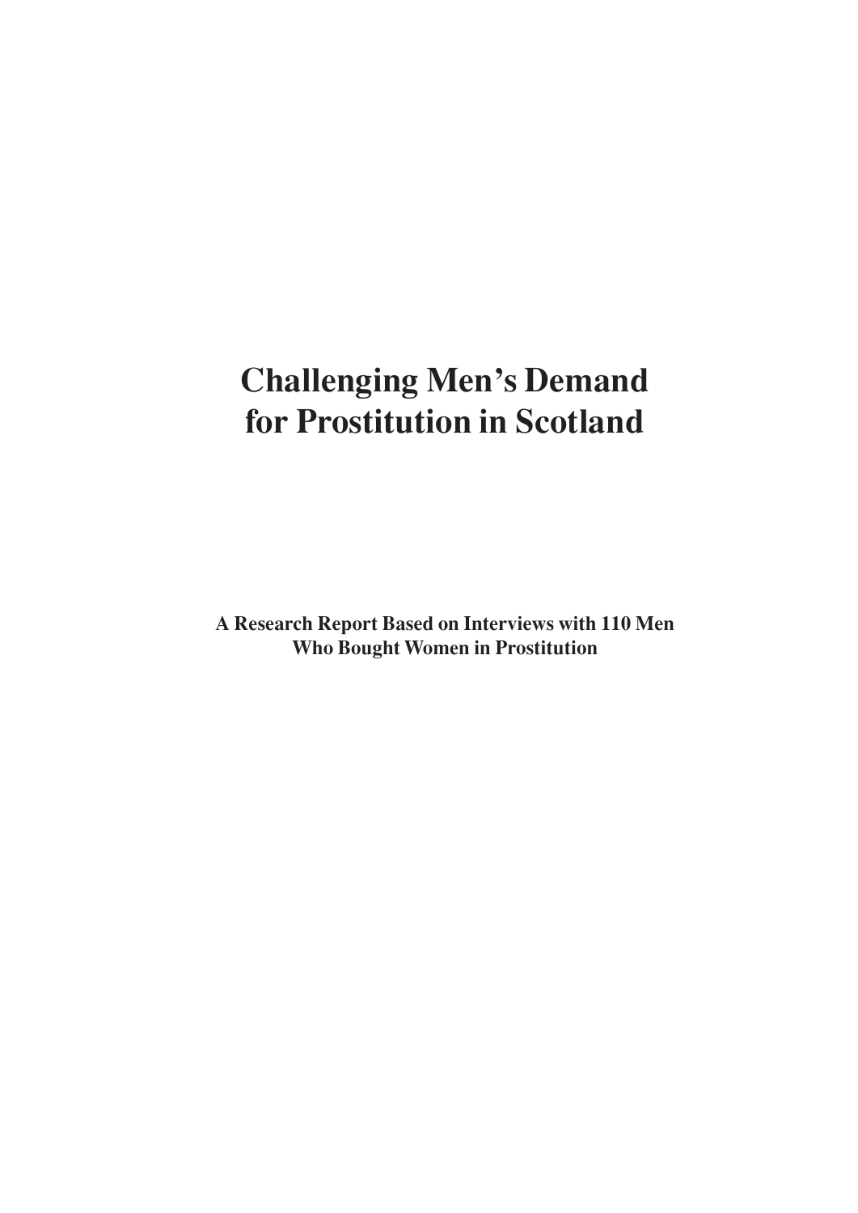# Challenging Men's Demand for Prostitution in Scotland

**A Research Report Based on Interviews with 110 Men Who Bought Women in Prostitution**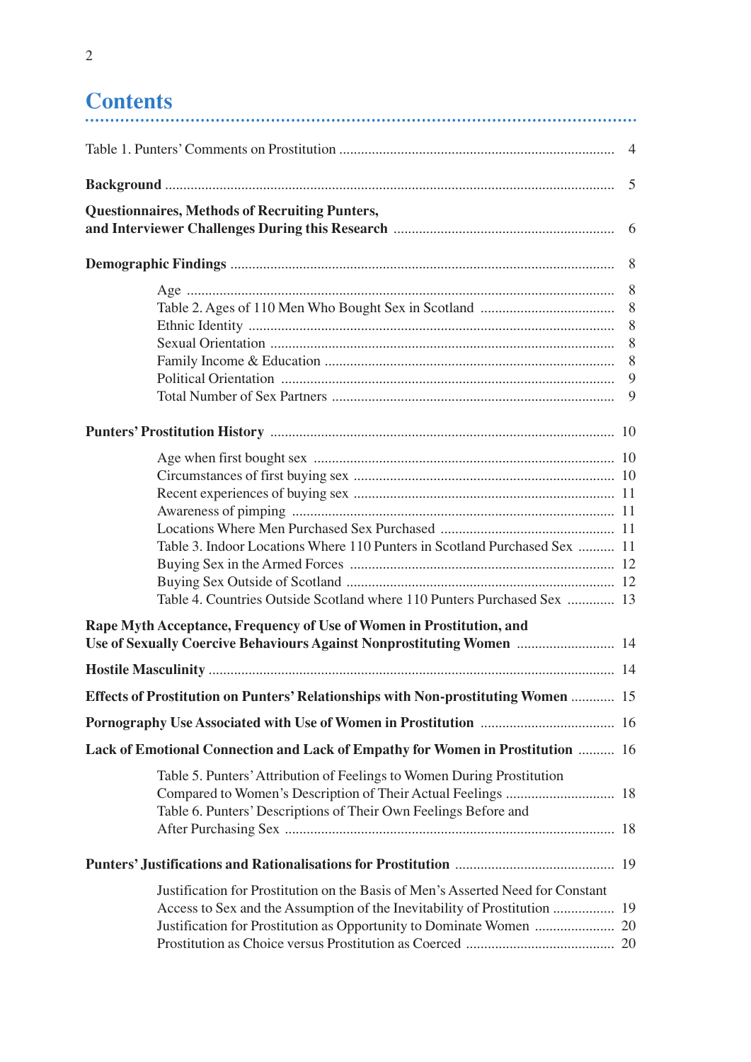# Contents

| | |
|---|---|
| Table 1. Punters' Comments on Prostitution | 4 |
| **Background** | 5 |
| **Questionnaires, Methods of Recruiting Punters, and Interviewer Challenges During this Research** | 6 |
| **Demographic Findings** | 8 |
| Age | 8 |
| Table 2. Ages of 110 Men Who Bought Sex in Scotland | 8 |
| Ethnic Identity | 8 |
| Sexual Orientation | 8 |
| Family Income & Education | 8 |
| Political Orientation | 9 |
| Total Number of Sex Partners | 9 |
| **Punters' Prostitution History** | 10 |
| Age when first bought sex | 10 |
| Circumstances of first buying sex | 10 |
| Recent experiences of buying sex | 11 |
| Awareness of pimping | 11 |
| Locations Where Men Purchased Sex Purchased | 11 |
| Table 3. Indoor Locations Where 110 Punters in Scotland Purchased Sex | 11 |
| Buying Sex in the Armed Forces | 12 |
| Buying Sex Outside of Scotland | 12 |
| Table 4. Countries Outside Scotland where 110 Punters Purchased Sex | 13 |
| **Rape Myth Acceptance, Frequency of Use of Women in Prostitution, and Use of Sexually Coercive Behaviours Against Nonprostituting Women** | 14 |
| **Hostile Masculinity** | 14 |
| **Effects of Prostitution on Punters' Relationships with Non-prostituting Women** | 15 |
| **Pornography Use Associated with Use of Women in Prostitution** | 16 |
| **Lack of Emotional Connection and Lack of Empathy for Women in Prostitution** | 16 |
| Table 5. Punters' Attribution of Feelings to Women During Prostitution Compared to Women's Description of Their Actual Feelings | 18 |
| Table 6. Punters' Descriptions of Their Own Feelings Before and After Purchasing Sex | 18 |
| **Punters' Justifications and Rationalisations for Prostitution** | 19 |
| Justification for Prostitution on the Basis of Men's Asserted Need for Constant Access to Sex and the Assumption of the Inevitability of Prostitution | 19 |
| Justification for Prostitution as Opportunity to Dominate Women | 20 |
| Prostitution as Choice versus Prostitution as Coerced | 20 |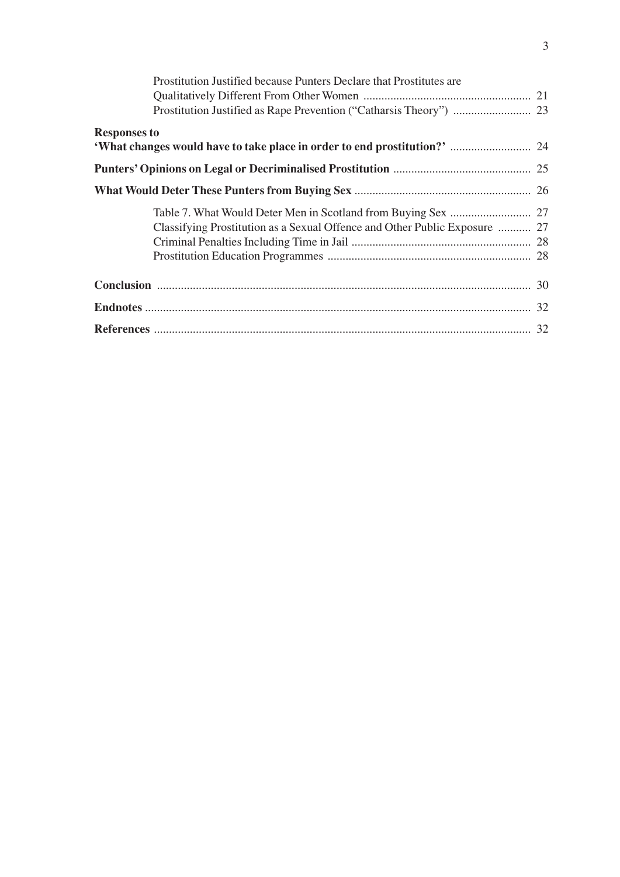Prostitution Justified because Punters Declare that Prostitutes are Qualitatively Different From Other Women ........................................................ 21

Prostitution Justified as Rape Prevention ("Catharsis Theory") .......................... 23

**Responses to 'What changes would have to take place in order to end prostitution?'** ........................... 24

**Punters' Opinions on Legal or Decriminalised Prostitution** ............................................. 25

**What Would Deter These Punters from Buying Sex** ........................................................... 26

Table 7. What Would Deter Men in Scotland from Buying Sex ........................... 27

Classifying Prostitution as a Sexual Offence and Other Public Exposure ........... 27

Criminal Penalties Including Time in Jail ............................................................ 28

Prostitution Education Programmes .................................................................... 28

**Conclusion** ............................................................................................................................ 30

**Endnotes** ................................................................................................................................ 32

**References** ............................................................................................................................. 32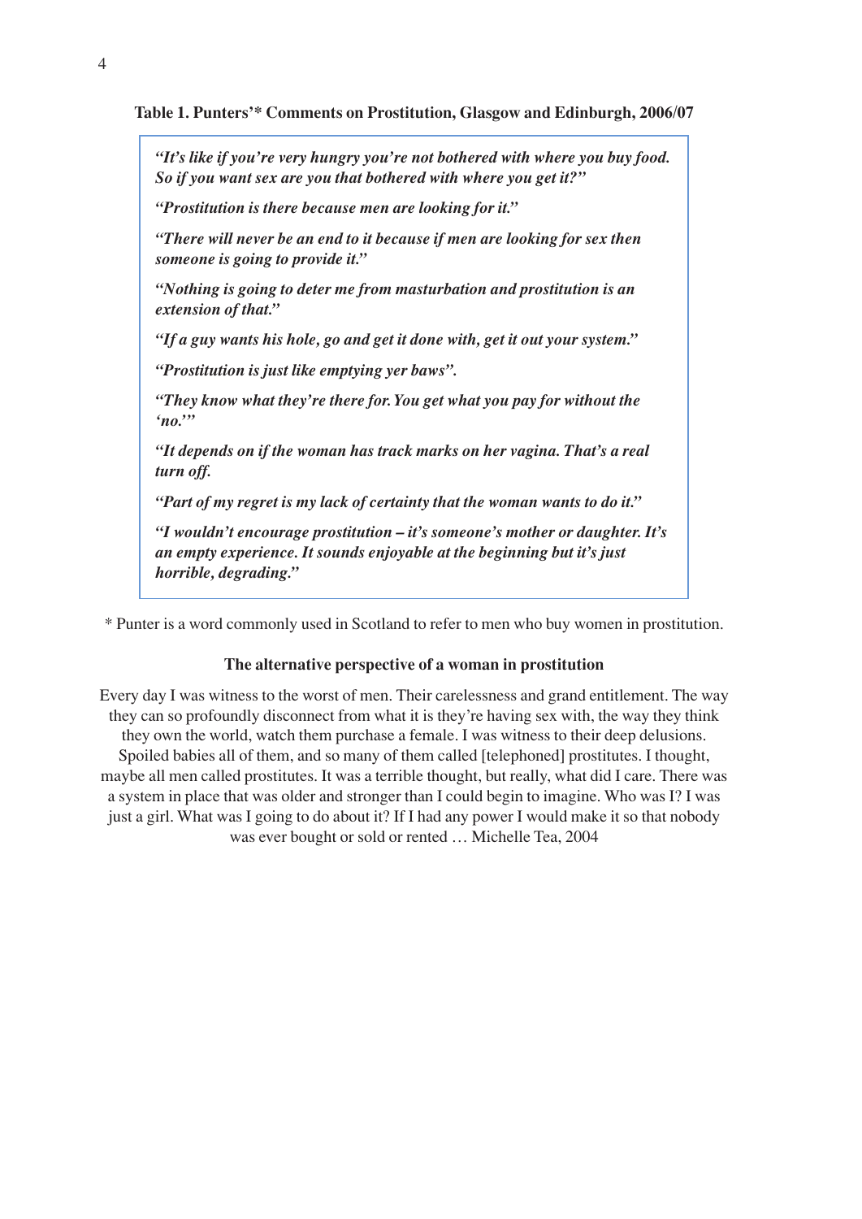**Table 1. Punters'* Comments on Prostitution, Glasgow and Edinburgh, 2006/07**

> ***"It's like if you're very hungry you're not bothered with where you buy food. So if you want sex are you that bothered with where you get it?"***
>
> ***"Prostitution is there because men are looking for it."***
>
> ***"There will never be an end to it because if men are looking for sex then someone is going to provide it."***
>
> ***"Nothing is going to deter me from masturbation and prostitution is an extension of that."***
>
> ***"If a guy wants his hole, go and get it done with, get it out your system."***
>
> ***"Prostitution is just like emptying yer baws".***
>
> ***"They know what they're there for. You get what you pay for without the 'no.'"***
>
> ***"It depends on if the woman has track marks on her vagina. That's a real turn off.***
>
> ***"Part of my regret is my lack of certainty that the woman wants to do it."***
>
> ***"I wouldn't encourage prostitution – it's someone's mother or daughter. It's an empty experience. It sounds enjoyable at the beginning but it's just horrible, degrading."***

\* Punter is a word commonly used in Scotland to refer to men who buy women in prostitution.

**The alternative perspective of a woman in prostitution**

Every day I was witness to the worst of men. Their carelessness and grand entitlement. The way they can so profoundly disconnect from what it is they're having sex with, the way they think they own the world, watch them purchase a female. I was witness to their deep delusions. Spoiled babies all of them, and so many of them called [telephoned] prostitutes. I thought, maybe all men called prostitutes. It was a terrible thought, but really, what did I care. There was a system in place that was older and stronger than I could begin to imagine. Who was I? I was just a girl. What was I going to do about it? If I had any power I would make it so that nobody was ever bought or sold or rented … Michelle Tea, 2004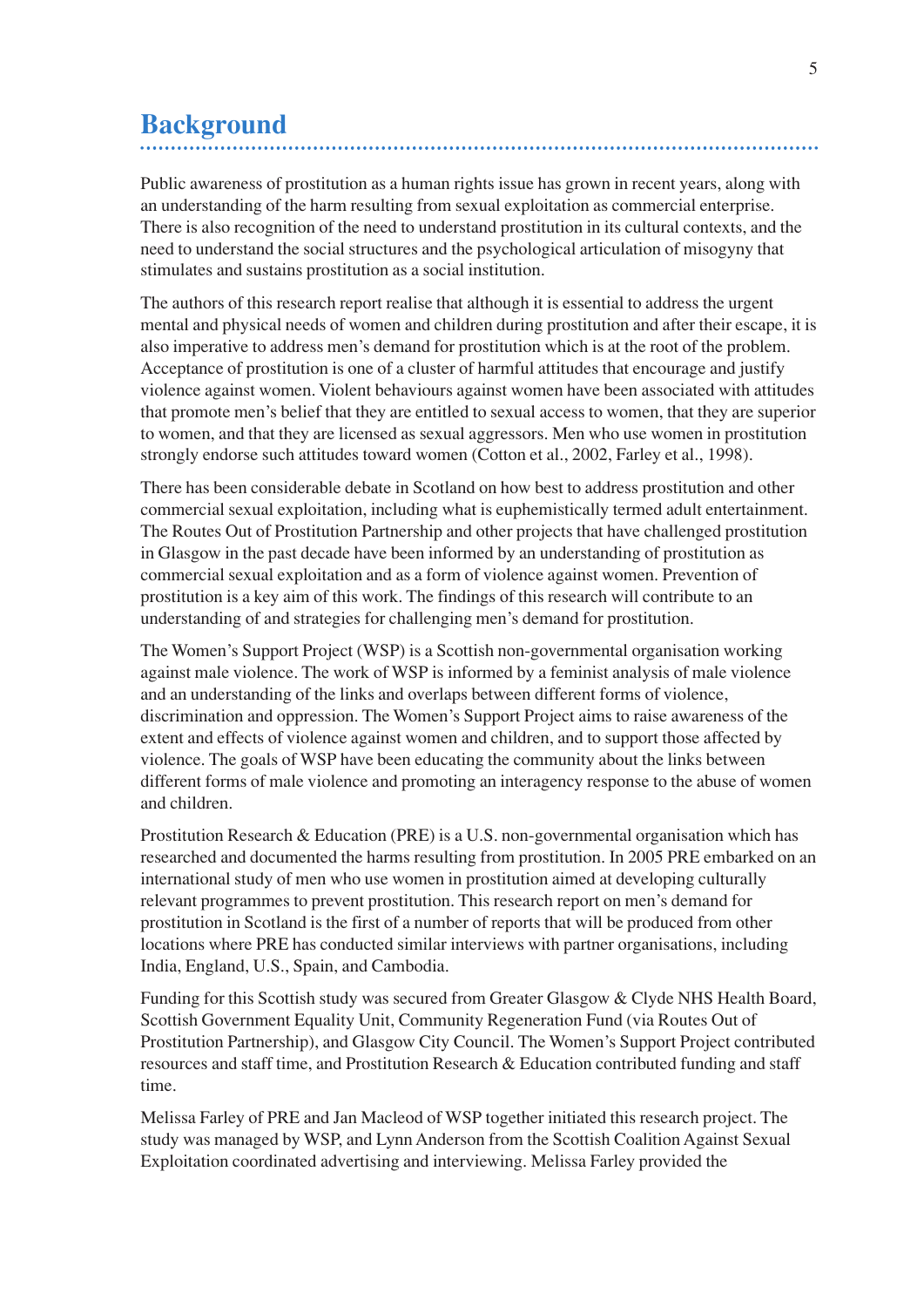# Background

Public awareness of prostitution as a human rights issue has grown in recent years, along with an understanding of the harm resulting from sexual exploitation as commercial enterprise. There is also recognition of the need to understand prostitution in its cultural contexts, and the need to understand the social structures and the psychological articulation of misogyny that stimulates and sustains prostitution as a social institution.

The authors of this research report realise that although it is essential to address the urgent mental and physical needs of women and children during prostitution and after their escape, it is also imperative to address men's demand for prostitution which is at the root of the problem. Acceptance of prostitution is one of a cluster of harmful attitudes that encourage and justify violence against women. Violent behaviours against women have been associated with attitudes that promote men's belief that they are entitled to sexual access to women, that they are superior to women, and that they are licensed as sexual aggressors. Men who use women in prostitution strongly endorse such attitudes toward women (Cotton et al., 2002, Farley et al., 1998).

There has been considerable debate in Scotland on how best to address prostitution and other commercial sexual exploitation, including what is euphemistically termed adult entertainment. The Routes Out of Prostitution Partnership and other projects that have challenged prostitution in Glasgow in the past decade have been informed by an understanding of prostitution as commercial sexual exploitation and as a form of violence against women. Prevention of prostitution is a key aim of this work. The findings of this research will contribute to an understanding of and strategies for challenging men's demand for prostitution.

The Women's Support Project (WSP) is a Scottish non-governmental organisation working against male violence. The work of WSP is informed by a feminist analysis of male violence and an understanding of the links and overlaps between different forms of violence, discrimination and oppression. The Women's Support Project aims to raise awareness of the extent and effects of violence against women and children, and to support those affected by violence. The goals of WSP have been educating the community about the links between different forms of male violence and promoting an interagency response to the abuse of women and children.

Prostitution Research & Education (PRE) is a U.S. non-governmental organisation which has researched and documented the harms resulting from prostitution. In 2005 PRE embarked on an international study of men who use women in prostitution aimed at developing culturally relevant programmes to prevent prostitution. This research report on men's demand for prostitution in Scotland is the first of a number of reports that will be produced from other locations where PRE has conducted similar interviews with partner organisations, including India, England, U.S., Spain, and Cambodia.

Funding for this Scottish study was secured from Greater Glasgow & Clyde NHS Health Board, Scottish Government Equality Unit, Community Regeneration Fund (via Routes Out of Prostitution Partnership), and Glasgow City Council. The Women's Support Project contributed resources and staff time, and Prostitution Research & Education contributed funding and staff time.

Melissa Farley of PRE and Jan Macleod of WSP together initiated this research project. The study was managed by WSP, and Lynn Anderson from the Scottish Coalition Against Sexual Exploitation coordinated advertising and interviewing. Melissa Farley provided the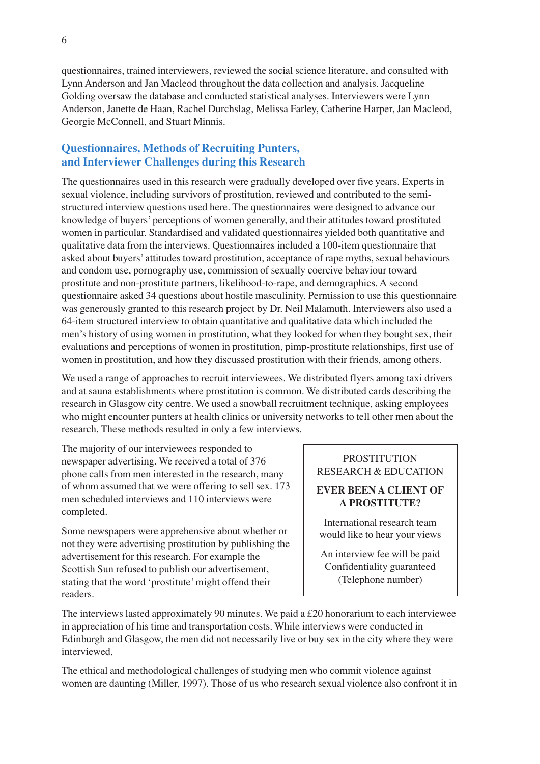questionnaires, trained interviewers, reviewed the social science literature, and consulted with Lynn Anderson and Jan Macleod throughout the data collection and analysis. Jacqueline Golding oversaw the database and conducted statistical analyses. Interviewers were Lynn Anderson, Janette de Haan, Rachel Durchslag, Melissa Farley, Catherine Harper, Jan Macleod, Georgie McConnell, and Stuart Minnis.

## Questionnaires, Methods of Recruiting Punters, and Interviewer Challenges during this Research

The questionnaires used in this research were gradually developed over five years. Experts in sexual violence, including survivors of prostitution, reviewed and contributed to the semi-structured interview questions used here. The questionnaires were designed to advance our knowledge of buyers' perceptions of women generally, and their attitudes toward prostituted women in particular. Standardised and validated questionnaires yielded both quantitative and qualitative data from the interviews. Questionnaires included a 100-item questionnaire that asked about buyers' attitudes toward prostitution, acceptance of rape myths, sexual behaviours and condom use, pornography use, commission of sexually coercive behaviour toward prostitute and non-prostitute partners, likelihood-to-rape, and demographics. A second questionnaire asked 34 questions about hostile masculinity. Permission to use this questionnaire was generously granted to this research project by Dr. Neil Malamuth. Interviewers also used a 64-item structured interview to obtain quantitative and qualitative data which included the men's history of using women in prostitution, what they looked for when they bought sex, their evaluations and perceptions of women in prostitution, pimp-prostitute relationships, first use of women in prostitution, and how they discussed prostitution with their friends, among others.

We used a range of approaches to recruit interviewees. We distributed flyers among taxi drivers and at sauna establishments where prostitution is common. We distributed cards describing the research in Glasgow city centre. We used a snowball recruitment technique, asking employees who might encounter punters at health clinics or university networks to tell other men about the research. These methods resulted in only a few interviews.

The majority of our interviewees responded to newspaper advertising. We received a total of 376 phone calls from men interested in the research, many of whom assumed that we were offering to sell sex. 173 men scheduled interviews and 110 interviews were completed.

Some newspapers were apprehensive about whether or not they were advertising prostitution by publishing the advertisement for this research. For example the Scottish Sun refused to publish our advertisement, stating that the word 'prostitute' might offend their readers.

> PROSTITUTION
> RESEARCH & EDUCATION
>
> **EVER BEEN A CLIENT OF A PROSTITUTE?**
>
> International research team would like to hear your views
>
> An interview fee will be paid
> Confidentiality guaranteed
> (Telephone number)

The interviews lasted approximately 90 minutes. We paid a £20 honorarium to each interviewee in appreciation of his time and transportation costs. While interviews were conducted in Edinburgh and Glasgow, the men did not necessarily live or buy sex in the city where they were interviewed.

The ethical and methodological challenges of studying men who commit violence against women are daunting (Miller, 1997). Those of us who research sexual violence also confront it in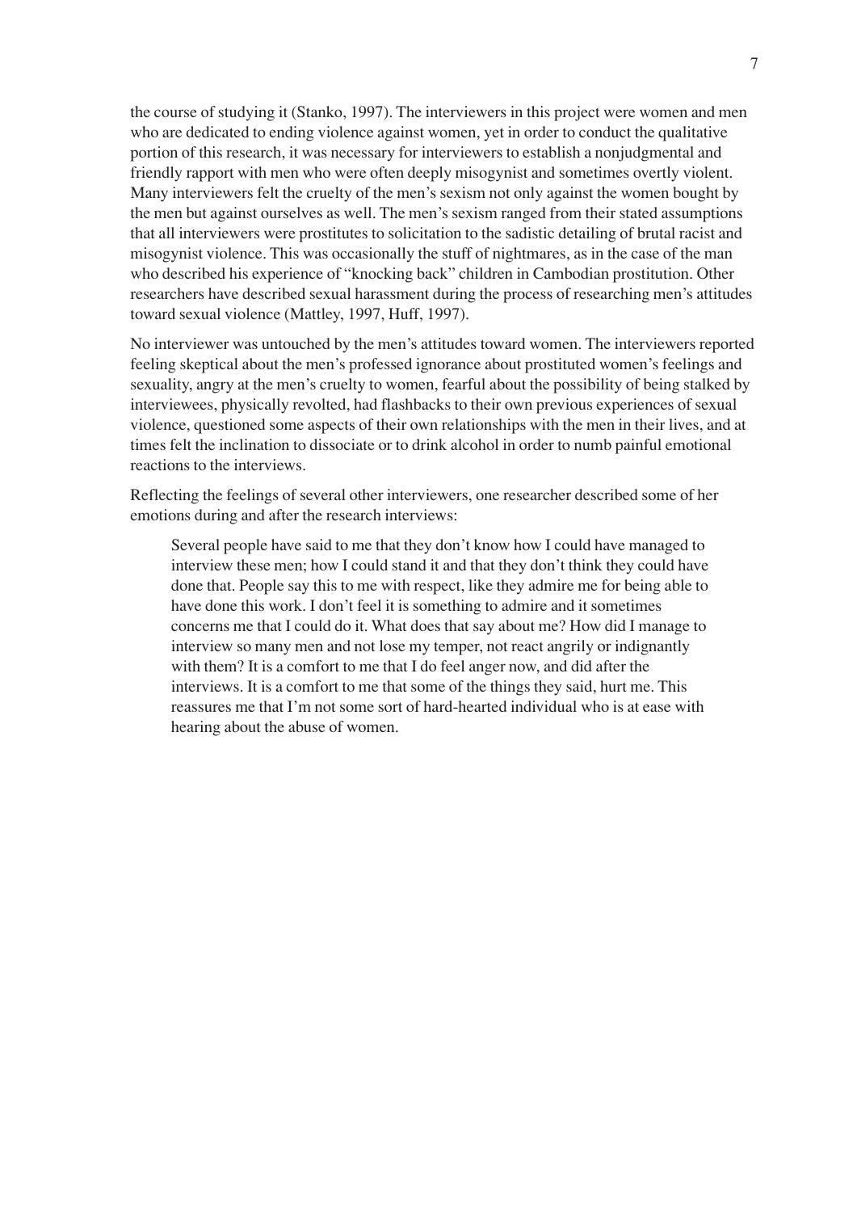the course of studying it (Stanko, 1997). The interviewers in this project were women and men who are dedicated to ending violence against women, yet in order to conduct the qualitative portion of this research, it was necessary for interviewers to establish a nonjudgmental and friendly rapport with men who were often deeply misogynist and sometimes overtly violent. Many interviewers felt the cruelty of the men's sexism not only against the women bought by the men but against ourselves as well. The men's sexism ranged from their stated assumptions that all interviewers were prostitutes to solicitation to the sadistic detailing of brutal racist and misogynist violence. This was occasionally the stuff of nightmares, as in the case of the man who described his experience of "knocking back" children in Cambodian prostitution. Other researchers have described sexual harassment during the process of researching men's attitudes toward sexual violence (Mattley, 1997, Huff, 1997).

No interviewer was untouched by the men's attitudes toward women. The interviewers reported feeling skeptical about the men's professed ignorance about prostituted women's feelings and sexuality, angry at the men's cruelty to women, fearful about the possibility of being stalked by interviewees, physically revolted, had flashbacks to their own previous experiences of sexual violence, questioned some aspects of their own relationships with the men in their lives, and at times felt the inclination to dissociate or to drink alcohol in order to numb painful emotional reactions to the interviews.

Reflecting the feelings of several other interviewers, one researcher described some of her emotions during and after the research interviews:

> Several people have said to me that they don't know how I could have managed to interview these men; how I could stand it and that they don't think they could have done that. People say this to me with respect, like they admire me for being able to have done this work. I don't feel it is something to admire and it sometimes concerns me that I could do it. What does that say about me? How did I manage to interview so many men and not lose my temper, not react angrily or indignantly with them? It is a comfort to me that I do feel anger now, and did after the interviews. It is a comfort to me that some of the things they said, hurt me. This reassures me that I'm not some sort of hard-hearted individual who is at ease with hearing about the abuse of women.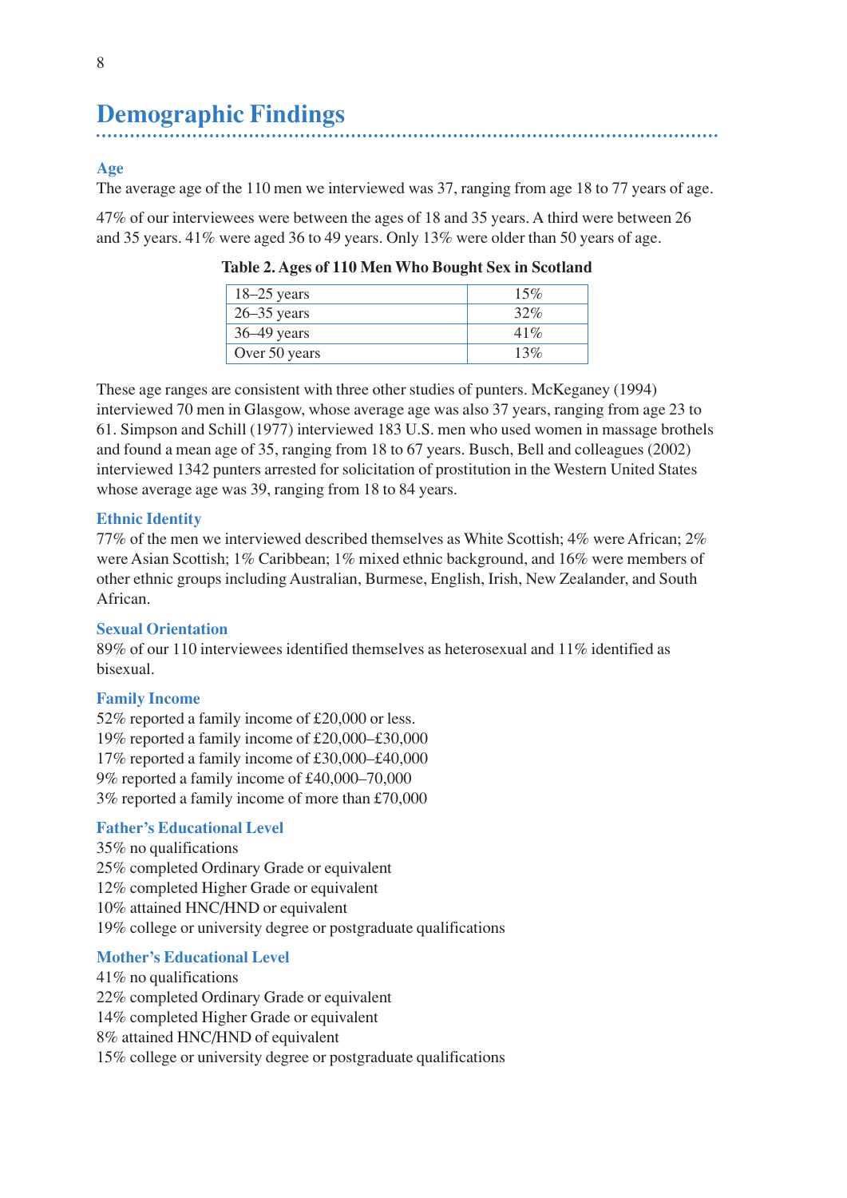## Demographic Findings

### Age

The average age of the 110 men we interviewed was 37, ranging from age 18 to 77 years of age.

47% of our interviewees were between the ages of 18 and 35 years. A third were between 26 and 35 years. 41% were aged 36 to 49 years. Only 13% were older than 50 years of age.

**Table 2. Ages of 110 Men Who Bought Sex in Scotland**

| | |
|---|---|
| 18–25 years | 15% |
| 26–35 years | 32% |
| 36–49 years | 41% |
| Over 50 years | 13% |

These age ranges are consistent with three other studies of punters. McKeganey (1994) interviewed 70 men in Glasgow, whose average age was also 37 years, ranging from age 23 to 61. Simpson and Schill (1977) interviewed 183 U.S. men who used women in massage brothels and found a mean age of 35, ranging from 18 to 67 years. Busch, Bell and colleagues (2002) interviewed 1342 punters arrested for solicitation of prostitution in the Western United States whose average age was 39, ranging from 18 to 84 years.

### Ethnic Identity

77% of the men we interviewed described themselves as White Scottish; 4% were African; 2% were Asian Scottish; 1% Caribbean; 1% mixed ethnic background, and 16% were members of other ethnic groups including Australian, Burmese, English, Irish, New Zealander, and South African.

### Sexual Orientation

89% of our 110 interviewees identified themselves as heterosexual and 11% identified as bisexual.

### Family Income

52% reported a family income of £20,000 or less.
19% reported a family income of £20,000–£30,000
17% reported a family income of £30,000–£40,000
9% reported a family income of £40,000–70,000
3% reported a family income of more than £70,000

### Father's Educational Level

35% no qualifications
25% completed Ordinary Grade or equivalent
12% completed Higher Grade or equivalent
10% attained HNC/HND or equivalent
19% college or university degree or postgraduate qualifications

### Mother's Educational Level

41% no qualifications
22% completed Ordinary Grade or equivalent
14% completed Higher Grade or equivalent
8% attained HNC/HND of equivalent
15% college or university degree or postgraduate qualifications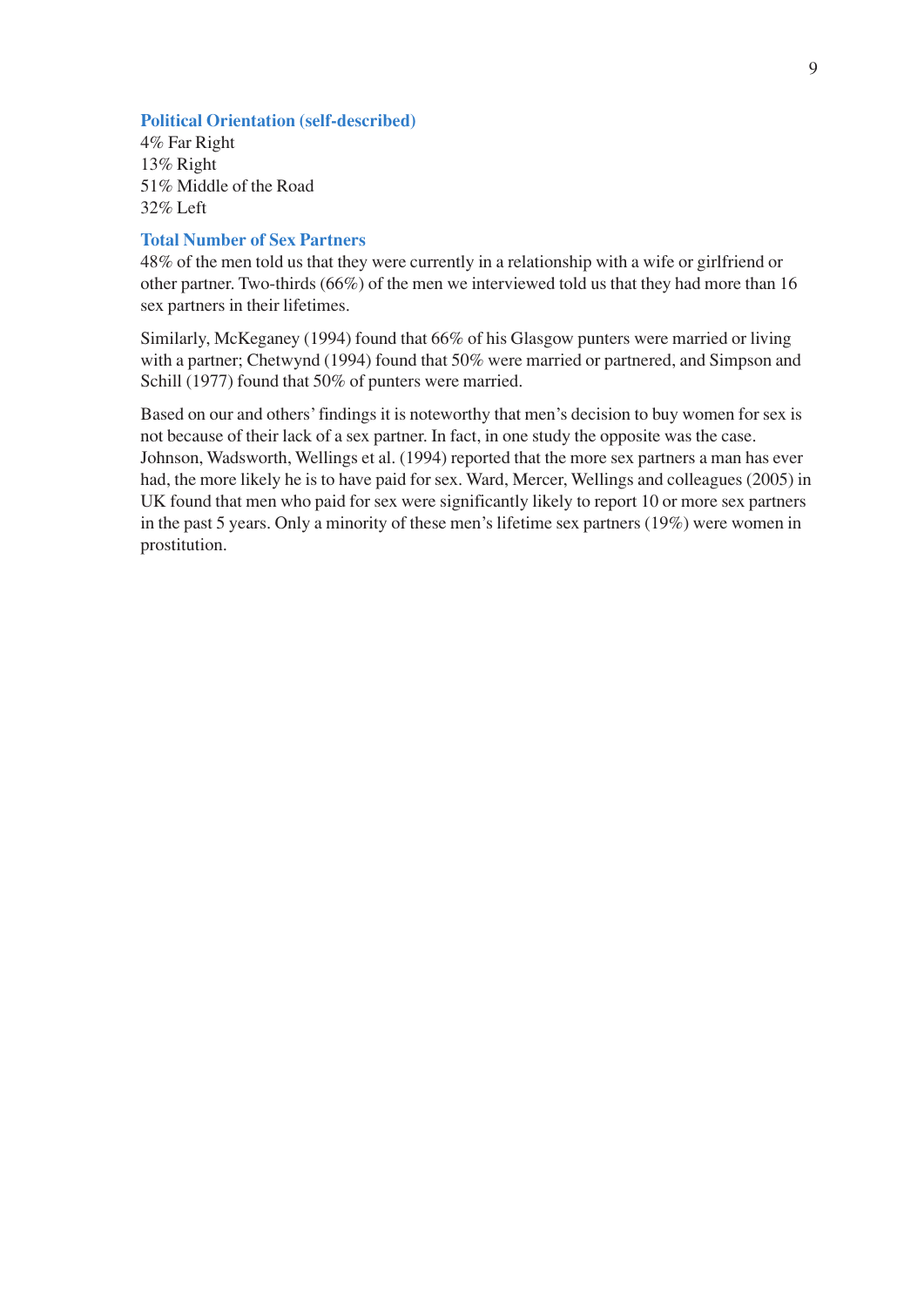### Political Orientation (self-described)

4% Far Right
13% Right
51% Middle of the Road
32% Left

### Total Number of Sex Partners

48% of the men told us that they were currently in a relationship with a wife or girlfriend or other partner. Two-thirds (66%) of the men we interviewed told us that they had more than 16 sex partners in their lifetimes.

Similarly, McKeganey (1994) found that 66% of his Glasgow punters were married or living with a partner; Chetwynd (1994) found that 50% were married or partnered, and Simpson and Schill (1977) found that 50% of punters were married.

Based on our and others' findings it is noteworthy that men's decision to buy women for sex is not because of their lack of a sex partner. In fact, in one study the opposite was the case. Johnson, Wadsworth, Wellings et al. (1994) reported that the more sex partners a man has ever had, the more likely he is to have paid for sex. Ward, Mercer, Wellings and colleagues (2005) in UK found that men who paid for sex were significantly likely to report 10 or more sex partners in the past 5 years. Only a minority of these men's lifetime sex partners (19%) were women in prostitution.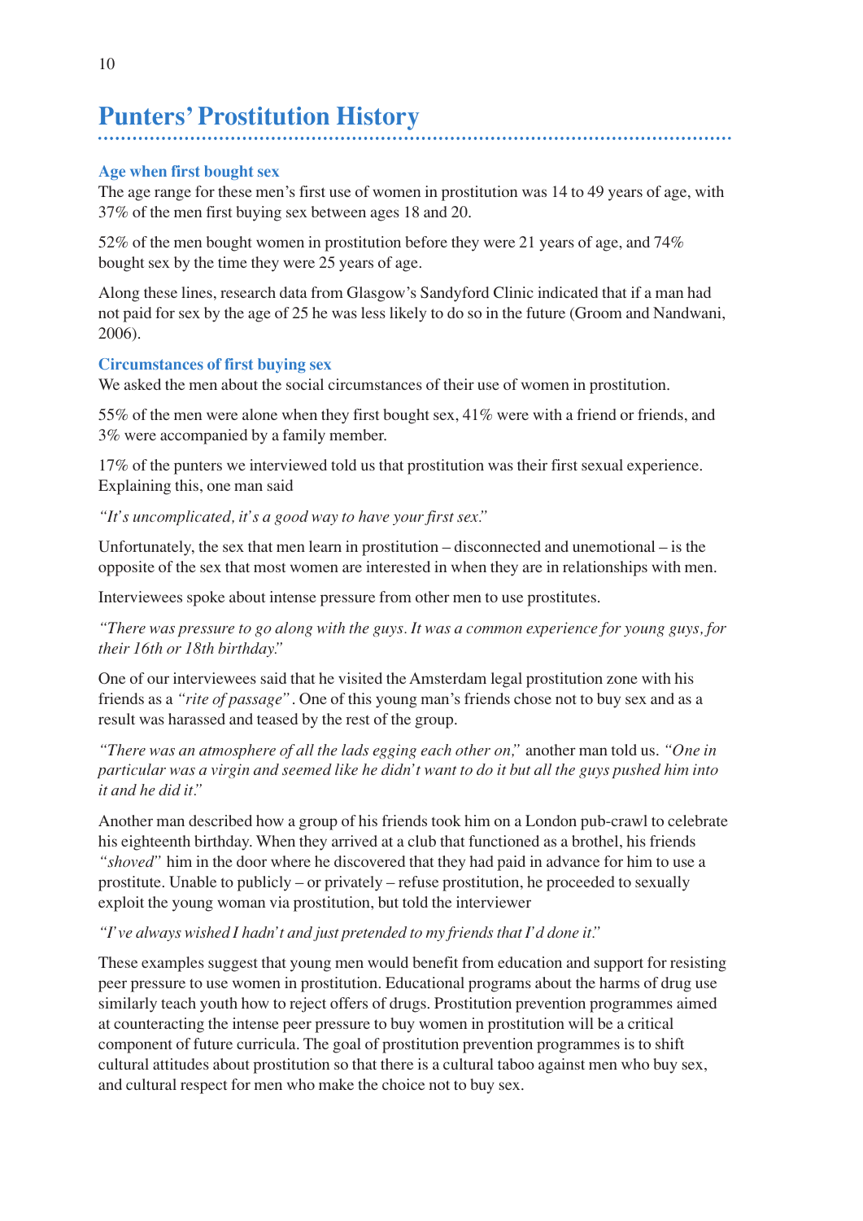# Punters' Prostitution History

### Age when first bought sex

The age range for these men's first use of women in prostitution was 14 to 49 years of age, with 37% of the men first buying sex between ages 18 and 20.

52% of the men bought women in prostitution before they were 21 years of age, and 74% bought sex by the time they were 25 years of age.

Along these lines, research data from Glasgow's Sandyford Clinic indicated that if a man had not paid for sex by the age of 25 he was less likely to do so in the future (Groom and Nandwani, 2006).

### Circumstances of first buying sex

We asked the men about the social circumstances of their use of women in prostitution.

55% of the men were alone when they first bought sex, 41% were with a friend or friends, and 3% were accompanied by a family member.

17% of the punters we interviewed told us that prostitution was their first sexual experience. Explaining this, one man said

*"It's uncomplicated, it's a good way to have your first sex."*

Unfortunately, the sex that men learn in prostitution – disconnected and unemotional – is the opposite of the sex that most women are interested in when they are in relationships with men.

Interviewees spoke about intense pressure from other men to use prostitutes.

*"There was pressure to go along with the guys. It was a common experience for young guys, for their 16th or 18th birthday."*

One of our interviewees said that he visited the Amsterdam legal prostitution zone with his friends as a *"rite of passage"*. One of this young man's friends chose not to buy sex and as a result was harassed and teased by the rest of the group.

*"There was an atmosphere of all the lads egging each other on,"* another man told us. *"One in particular was a virgin and seemed like he didn't want to do it but all the guys pushed him into it and he did it."*

Another man described how a group of his friends took him on a London pub-crawl to celebrate his eighteenth birthday. When they arrived at a club that functioned as a brothel, his friends *"shoved"* him in the door where he discovered that they had paid in advance for him to use a prostitute. Unable to publicly – or privately – refuse prostitution, he proceeded to sexually exploit the young woman via prostitution, but told the interviewer

*"I've always wished I hadn't and just pretended to my friends that I'd done it."*

These examples suggest that young men would benefit from education and support for resisting peer pressure to use women in prostitution. Educational programs about the harms of drug use similarly teach youth how to reject offers of drugs. Prostitution prevention programmes aimed at counteracting the intense peer pressure to buy women in prostitution will be a critical component of future curricula. The goal of prostitution prevention programmes is to shift cultural attitudes about prostitution so that there is a cultural taboo against men who buy sex, and cultural respect for men who make the choice not to buy sex.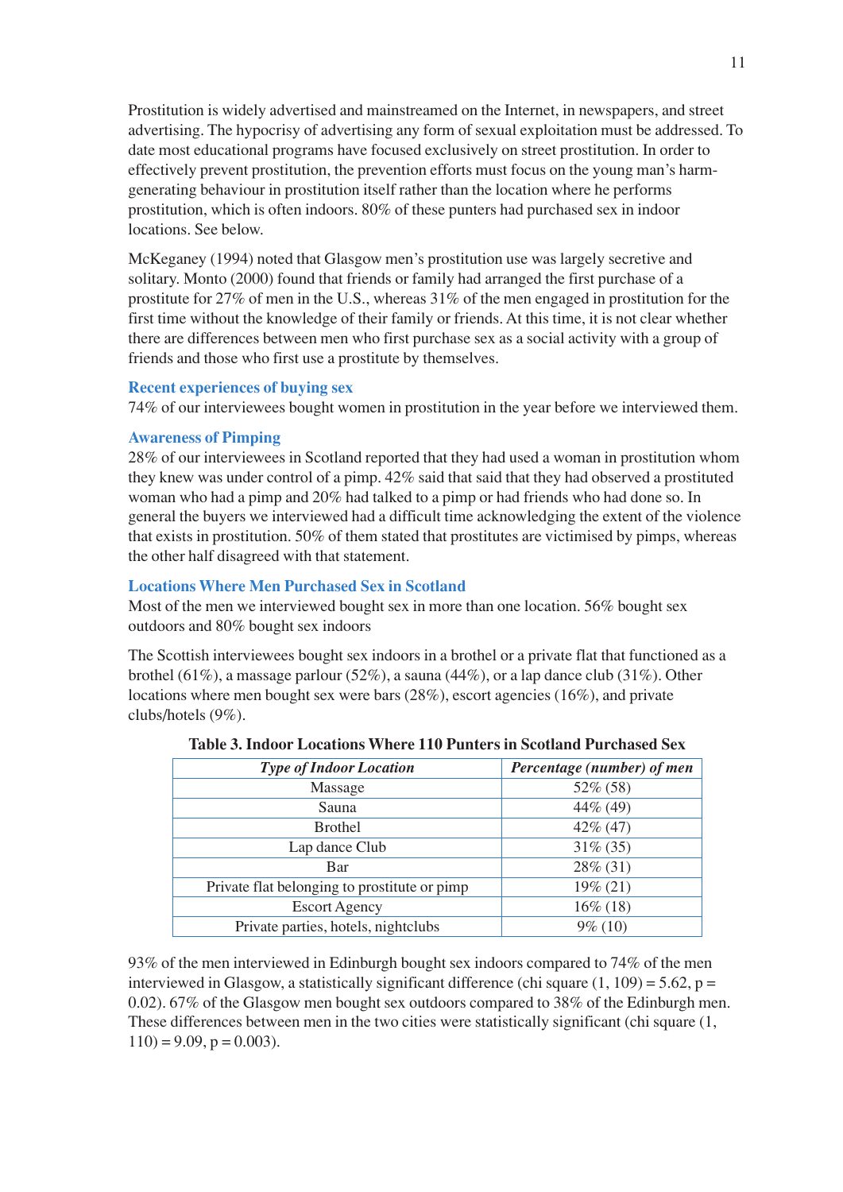Prostitution is widely advertised and mainstreamed on the Internet, in newspapers, and street advertising. The hypocrisy of advertising any form of sexual exploitation must be addressed. To date most educational programs have focused exclusively on street prostitution. In order to effectively prevent prostitution, the prevention efforts must focus on the young man's harm-generating behaviour in prostitution itself rather than the location where he performs prostitution, which is often indoors. 80% of these punters had purchased sex in indoor locations. See below.

McKeganey (1994) noted that Glasgow men's prostitution use was largely secretive and solitary. Monto (2000) found that friends or family had arranged the first purchase of a prostitute for 27% of men in the U.S., whereas 31% of the men engaged in prostitution for the first time without the knowledge of their family or friends. At this time, it is not clear whether there are differences between men who first purchase sex as a social activity with a group of friends and those who first use a prostitute by themselves.

### Recent experiences of buying sex

74% of our interviewees bought women in prostitution in the year before we interviewed them.

### Awareness of Pimping

28% of our interviewees in Scotland reported that they had used a woman in prostitution whom they knew was under control of a pimp. 42% said that said that they had observed a prostituted woman who had a pimp and 20% had talked to a pimp or had friends who had done so. In general the buyers we interviewed had a difficult time acknowledging the extent of the violence that exists in prostitution. 50% of them stated that prostitutes are victimised by pimps, whereas the other half disagreed with that statement.

### Locations Where Men Purchased Sex in Scotland

Most of the men we interviewed bought sex in more than one location. 56% bought sex outdoors and 80% bought sex indoors

The Scottish interviewees bought sex indoors in a brothel or a private flat that functioned as a brothel (61%), a massage parlour (52%), a sauna (44%), or a lap dance club (31%). Other locations where men bought sex were bars (28%), escort agencies (16%), and private clubs/hotels (9%).

**Table 3. Indoor Locations Where 110 Punters in Scotland Purchased Sex**

| *Type of Indoor Location* | *Percentage (number) of men* |
|---|---|
| Massage | 52% (58) |
| Sauna | 44% (49) |
| Brothel | 42% (47) |
| Lap dance Club | 31% (35) |
| Bar | 28% (31) |
| Private flat belonging to prostitute or pimp | 19% (21) |
| Escort Agency | 16% (18) |
| Private parties, hotels, nightclubs | 9% (10) |

93% of the men interviewed in Edinburgh bought sex indoors compared to 74% of the men interviewed in Glasgow, a statistically significant difference (chi square (1, 109) = 5.62, $p = 0.02$). 67% of the Glasgow men bought sex outdoors compared to 38% of the Edinburgh men. These differences between men in the two cities were statistically significant (chi square (1, 110) = 9.09, $p = 0.003$).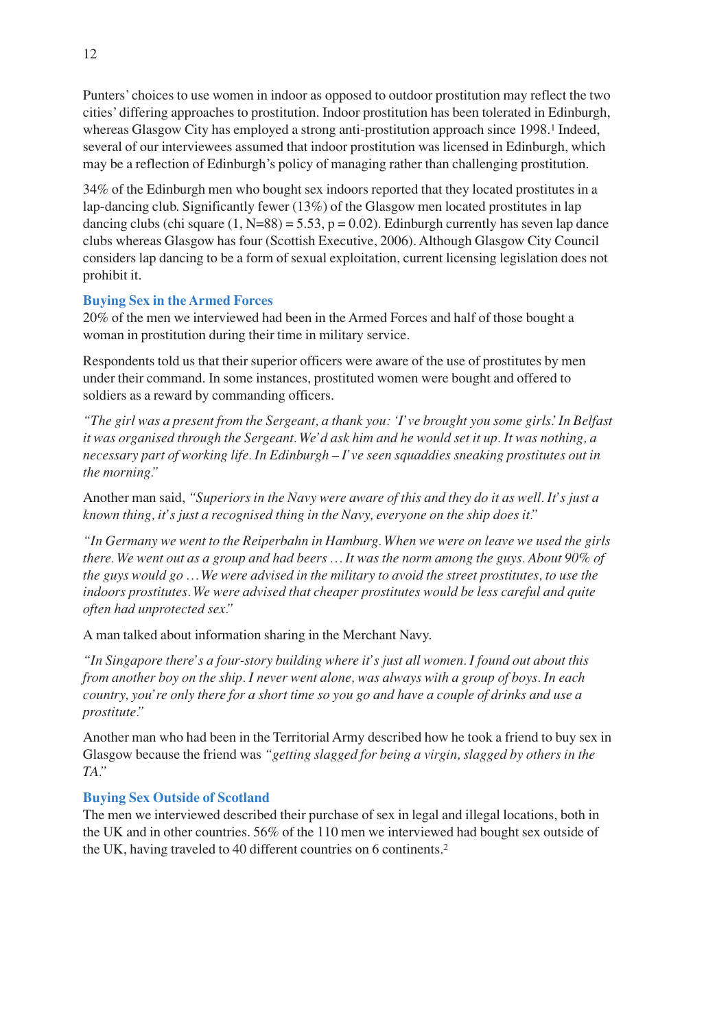Punters' choices to use women in indoor as opposed to outdoor prostitution may reflect the two cities' differing approaches to prostitution. Indoor prostitution has been tolerated in Edinburgh, whereas Glasgow City has employed a strong anti-prostitution approach since 1998.[1] Indeed, several of our interviewees assumed that indoor prostitution was licensed in Edinburgh, which may be a reflection of Edinburgh's policy of managing rather than challenging prostitution.

34% of the Edinburgh men who bought sex indoors reported that they located prostitutes in a lap-dancing club. Significantly fewer (13%) of the Glasgow men located prostitutes in lap dancing clubs (chi square $(1, N=88) = 5.53$, $p = 0.02$). Edinburgh currently has seven lap dance clubs whereas Glasgow has four (Scottish Executive, 2006). Although Glasgow City Council considers lap dancing to be a form of sexual exploitation, current licensing legislation does not prohibit it.

### Buying Sex in the Armed Forces

20% of the men we interviewed had been in the Armed Forces and half of those bought a woman in prostitution during their time in military service.

Respondents told us that their superior officers were aware of the use of prostitutes by men under their command. In some instances, prostituted women were bought and offered to soldiers as a reward by commanding officers.

*"The girl was a present from the Sergeant, a thank you: 'I've brought you some girls.' In Belfast it was organised through the Sergeant. We'd ask him and he would set it up. It was nothing, a necessary part of working life. In Edinburgh – I've seen squaddies sneaking prostitutes out in the morning."*

Another man said, *"Superiors in the Navy were aware of this and they do it as well. It's just a known thing, it's just a recognised thing in the Navy, everyone on the ship does it."*

*"In Germany we went to the Reiperbahn in Hamburg. When we were on leave we used the girls there. We went out as a group and had beers … It was the norm among the guys. About 90% of the guys would go … We were advised in the military to avoid the street prostitutes, to use the indoors prostitutes. We were advised that cheaper prostitutes would be less careful and quite often had unprotected sex."*

A man talked about information sharing in the Merchant Navy.

*"In Singapore there's a four-story building where it's just all women. I found out about this from another boy on the ship. I never went alone, was always with a group of boys. In each country, you're only there for a short time so you go and have a couple of drinks and use a prostitute."*

Another man who had been in the Territorial Army described how he took a friend to buy sex in Glasgow because the friend was *"getting slagged for being a virgin, slagged by others in the TA."*

### Buying Sex Outside of Scotland

The men we interviewed described their purchase of sex in legal and illegal locations, both in the UK and in other countries. 56% of the 110 men we interviewed had bought sex outside of the UK, having traveled to 40 different countries on 6 continents.[2]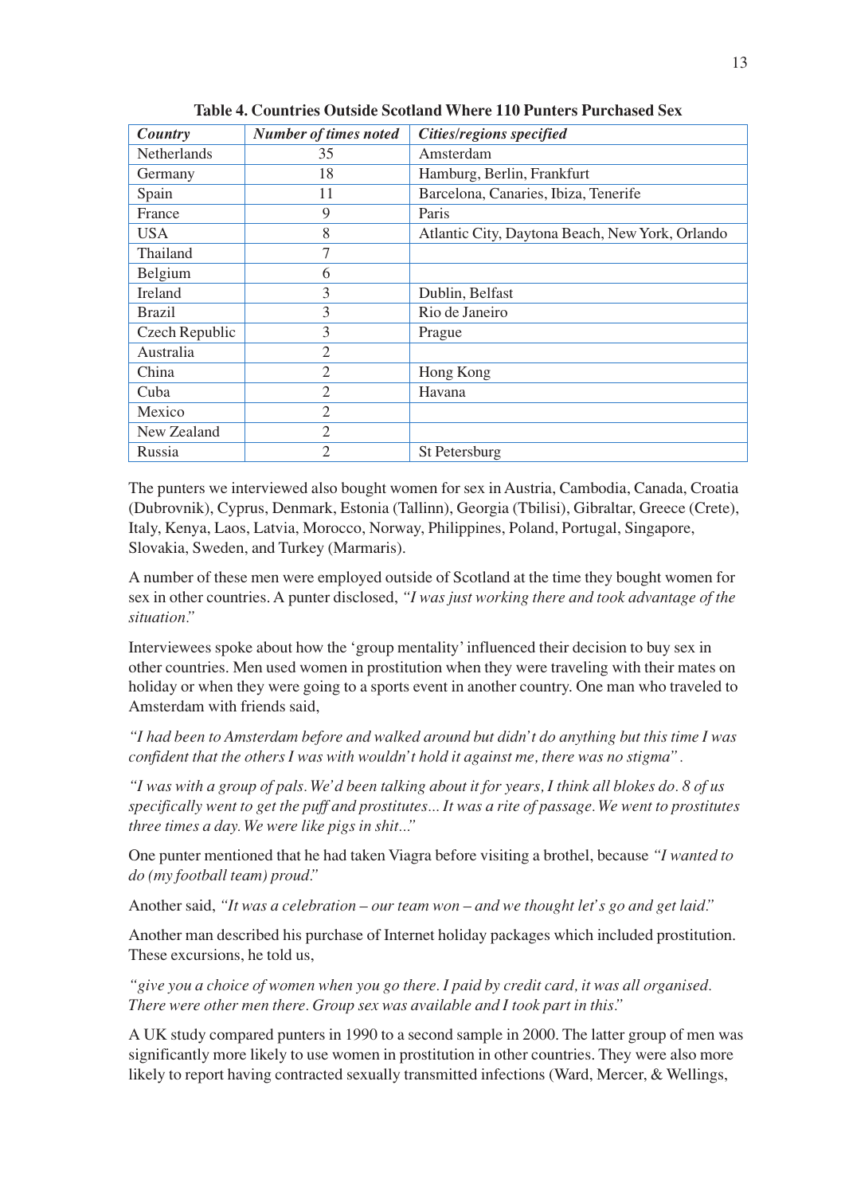**Table 4. Countries Outside Scotland Where 110 Punters Purchased Sex**

| *Country* | *Number of times noted* | *Cities/regions specified* |
|---|---|---|
| Netherlands | 35 | Amsterdam |
| Germany | 18 | Hamburg, Berlin, Frankfurt |
| Spain | 11 | Barcelona, Canaries, Ibiza, Tenerife |
| France | 9 | Paris |
| USA | 8 | Atlantic City, Daytona Beach, New York, Orlando |
| Thailand | 7 | |
| Belgium | 6 | |
| Ireland | 3 | Dublin, Belfast |
| Brazil | 3 | Rio de Janeiro |
| Czech Republic | 3 | Prague |
| Australia | 2 | |
| China | 2 | Hong Kong |
| Cuba | 2 | Havana |
| Mexico | 2 | |
| New Zealand | 2 | |
| Russia | 2 | St Petersburg |

The punters we interviewed also bought women for sex in Austria, Cambodia, Canada, Croatia (Dubrovnik), Cyprus, Denmark, Estonia (Tallinn), Georgia (Tbilisi), Gibraltar, Greece (Crete), Italy, Kenya, Laos, Latvia, Morocco, Norway, Philippines, Poland, Portugal, Singapore, Slovakia, Sweden, and Turkey (Marmaris).

A number of these men were employed outside of Scotland at the time they bought women for sex in other countries. A punter disclosed, *"I was just working there and took advantage of the situation."*

Interviewees spoke about how the 'group mentality' influenced their decision to buy sex in other countries. Men used women in prostitution when they were traveling with their mates on holiday or when they were going to a sports event in another country. One man who traveled to Amsterdam with friends said,

*"I had been to Amsterdam before and walked around but didn't do anything but this time I was confident that the others I was with wouldn't hold it against me, there was no stigma".*

*"I was with a group of pals. We'd been talking about it for years, I think all blokes do. 8 of us specifically went to get the puff and prostitutes... It was a rite of passage. We went to prostitutes three times a day. We were like pigs in shit..."*

One punter mentioned that he had taken Viagra before visiting a brothel, because *"I wanted to do (my football team) proud."*

Another said, *"It was a celebration – our team won – and we thought let's go and get laid."*

Another man described his purchase of Internet holiday packages which included prostitution. These excursions, he told us,

*"give you a choice of women when you go there. I paid by credit card, it was all organised. There were other men there. Group sex was available and I took part in this."*

A UK study compared punters in 1990 to a second sample in 2000. The latter group of men was significantly more likely to use women in prostitution in other countries. They were also more likely to report having contracted sexually transmitted infections (Ward, Mercer, & Wellings,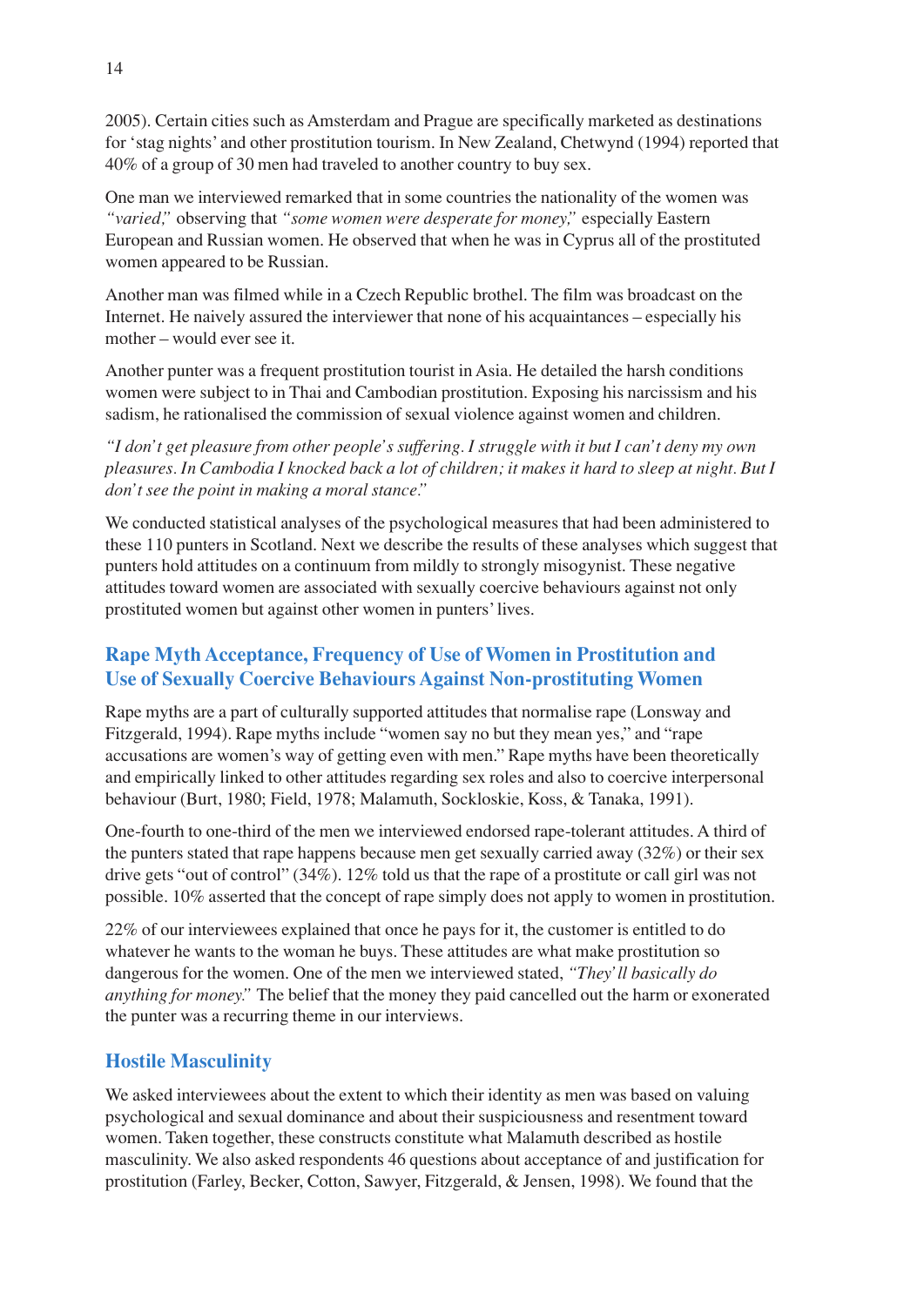2005). Certain cities such as Amsterdam and Prague are specifically marketed as destinations for 'stag nights' and other prostitution tourism. In New Zealand, Chetwynd (1994) reported that 40% of a group of 30 men had traveled to another country to buy sex.

One man we interviewed remarked that in some countries the nationality of the women was *"varied,"* observing that *"some women were desperate for money,"* especially Eastern European and Russian women. He observed that when he was in Cyprus all of the prostituted women appeared to be Russian.

Another man was filmed while in a Czech Republic brothel. The film was broadcast on the Internet. He naively assured the interviewer that none of his acquaintances – especially his mother – would ever see it.

Another punter was a frequent prostitution tourist in Asia. He detailed the harsh conditions women were subject to in Thai and Cambodian prostitution. Exposing his narcissism and his sadism, he rationalised the commission of sexual violence against women and children.

*"I don't get pleasure from other people's suffering. I struggle with it but I can't deny my own pleasures. In Cambodia I knocked back a lot of children; it makes it hard to sleep at night. But I don't see the point in making a moral stance."*

We conducted statistical analyses of the psychological measures that had been administered to these 110 punters in Scotland. Next we describe the results of these analyses which suggest that punters hold attitudes on a continuum from mildly to strongly misogynist. These negative attitudes toward women are associated with sexually coercive behaviours against not only prostituted women but against other women in punters' lives.

## Rape Myth Acceptance, Frequency of Use of Women in Prostitution and Use of Sexually Coercive Behaviours Against Non-prostituting Women

Rape myths are a part of culturally supported attitudes that normalise rape (Lonsway and Fitzgerald, 1994). Rape myths include "women say no but they mean yes," and "rape accusations are women's way of getting even with men." Rape myths have been theoretically and empirically linked to other attitudes regarding sex roles and also to coercive interpersonal behaviour (Burt, 1980; Field, 1978; Malamuth, Sockloskie, Koss, & Tanaka, 1991).

One-fourth to one-third of the men we interviewed endorsed rape-tolerant attitudes. A third of the punters stated that rape happens because men get sexually carried away (32%) or their sex drive gets "out of control" (34%). 12% told us that the rape of a prostitute or call girl was not possible. 10% asserted that the concept of rape simply does not apply to women in prostitution.

22% of our interviewees explained that once he pays for it, the customer is entitled to do whatever he wants to the woman he buys. These attitudes are what make prostitution so dangerous for the women. One of the men we interviewed stated, *"They'll basically do anything for money."* The belief that the money they paid cancelled out the harm or exonerated the punter was a recurring theme in our interviews.

## Hostile Masculinity

We asked interviewees about the extent to which their identity as men was based on valuing psychological and sexual dominance and about their suspiciousness and resentment toward women. Taken together, these constructs constitute what Malamuth described as hostile masculinity. We also asked respondents 46 questions about acceptance of and justification for prostitution (Farley, Becker, Cotton, Sawyer, Fitzgerald, & Jensen, 1998). We found that the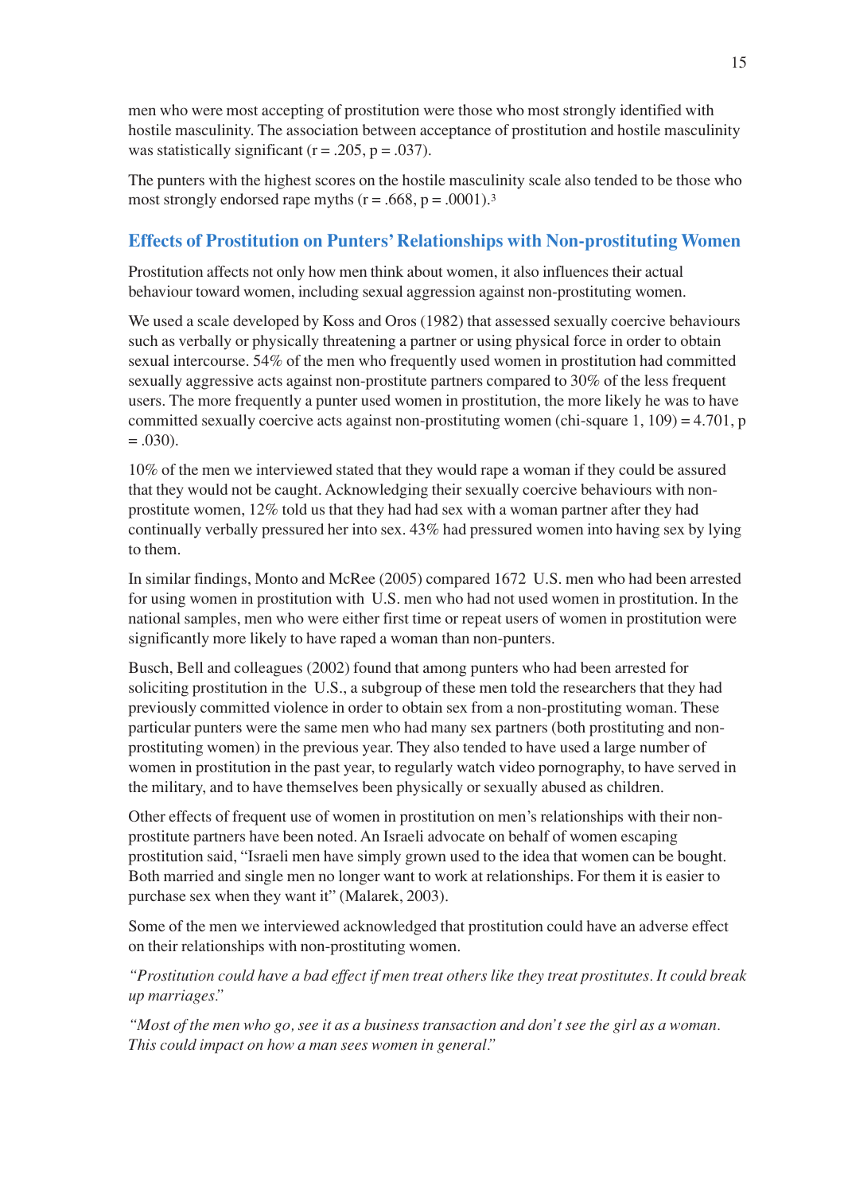men who were most accepting of prostitution were those who most strongly identified with hostile masculinity. The association between acceptance of prostitution and hostile masculinity was statistically significant ($r = .205$, $p = .037$).

The punters with the highest scores on the hostile masculinity scale also tended to be those who most strongly endorsed rape myths ($r = .668$, $p = .0001$).[3]

## Effects of Prostitution on Punters' Relationships with Non-prostituting Women

Prostitution affects not only how men think about women, it also influences their actual behaviour toward women, including sexual aggression against non-prostituting women.

We used a scale developed by Koss and Oros (1982) that assessed sexually coercive behaviours such as verbally or physically threatening a partner or using physical force in order to obtain sexual intercourse. 54% of the men who frequently used women in prostitution had committed sexually aggressive acts against non-prostitute partners compared to 30% of the less frequent users. The more frequently a punter used women in prostitution, the more likely he was to have committed sexually coercive acts against non-prostituting women (chi-square 1, 109) = 4.701, $p = .030$).

10% of the men we interviewed stated that they would rape a woman if they could be assured that they would not be caught. Acknowledging their sexually coercive behaviours with non-prostitute women, 12% told us that they had had sex with a woman partner after they had continually verbally pressured her into sex. 43% had pressured women into having sex by lying to them.

In similar findings, Monto and McRee (2005) compared 1672 U.S. men who had been arrested for using women in prostitution with U.S. men who had not used women in prostitution. In the national samples, men who were either first time or repeat users of women in prostitution were significantly more likely to have raped a woman than non-punters.

Busch, Bell and colleagues (2002) found that among punters who had been arrested for soliciting prostitution in the U.S., a subgroup of these men told the researchers that they had previously committed violence in order to obtain sex from a non-prostituting woman. These particular punters were the same men who had many sex partners (both prostituting and non-prostituting women) in the previous year. They also tended to have used a large number of women in prostitution in the past year, to regularly watch video pornography, to have served in the military, and to have themselves been physically or sexually abused as children.

Other effects of frequent use of women in prostitution on men's relationships with their non-prostitute partners have been noted. An Israeli advocate on behalf of women escaping prostitution said, "Israeli men have simply grown used to the idea that women can be bought. Both married and single men no longer want to work at relationships. For them it is easier to purchase sex when they want it" (Malarek, 2003).

Some of the men we interviewed acknowledged that prostitution could have an adverse effect on their relationships with non-prostituting women.

*"Prostitution could have a bad effect if men treat others like they treat prostitutes. It could break up marriages."*

*"Most of the men who go, see it as a business transaction and don't see the girl as a woman. This could impact on how a man sees women in general."*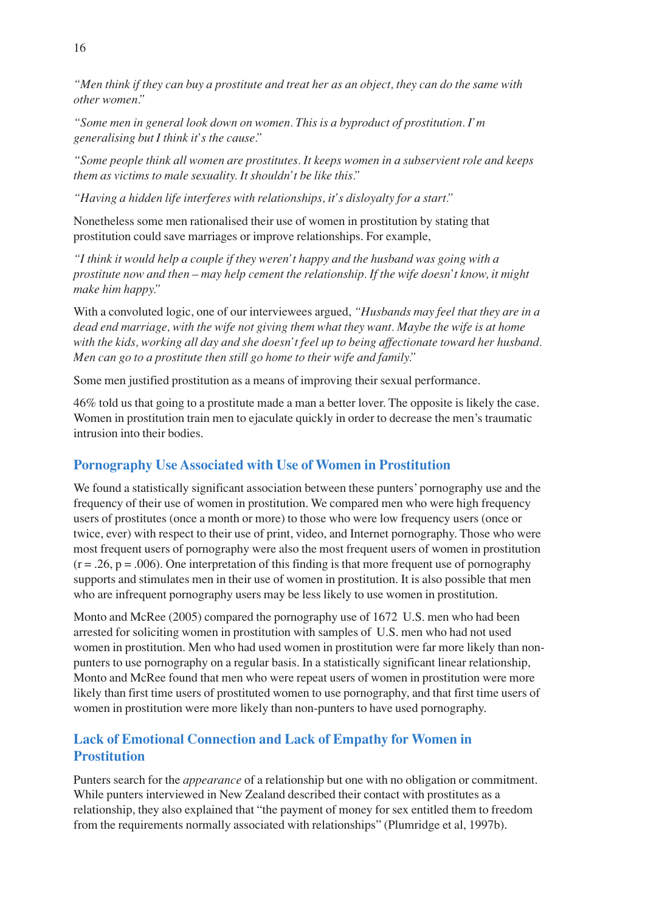*"Men think if they can buy a prostitute and treat her as an object, they can do the same with other women."*

*"Some men in general look down on women. This is a byproduct of prostitution. I'm generalising but I think it's the cause."*

*"Some people think all women are prostitutes. It keeps women in a subservient role and keeps them as victims to male sexuality. It shouldn't be like this."*

*"Having a hidden life interferes with relationships, it's disloyalty for a start."*

Nonetheless some men rationalised their use of women in prostitution by stating that prostitution could save marriages or improve relationships. For example,

*"I think it would help a couple if they weren't happy and the husband was going with a prostitute now and then – may help cement the relationship. If the wife doesn't know, it might make him happy."*

With a convoluted logic, one of our interviewees argued, *"Husbands may feel that they are in a dead end marriage, with the wife not giving them what they want. Maybe the wife is at home with the kids, working all day and she doesn't feel up to being affectionate toward her husband. Men can go to a prostitute then still go home to their wife and family."*

Some men justified prostitution as a means of improving their sexual performance.

46% told us that going to a prostitute made a man a better lover. The opposite is likely the case. Women in prostitution train men to ejaculate quickly in order to decrease the men's traumatic intrusion into their bodies.

## Pornography Use Associated with Use of Women in Prostitution

We found a statistically significant association between these punters' pornography use and the frequency of their use of women in prostitution. We compared men who were high frequency users of prostitutes (once a month or more) to those who were low frequency users (once or twice, ever) with respect to their use of print, video, and Internet pornography. Those who were most frequent users of pornography were also the most frequent users of women in prostitution ($r = .26$, $p = .006$). One interpretation of this finding is that more frequent use of pornography supports and stimulates men in their use of women in prostitution. It is also possible that men who are infrequent pornography users may be less likely to use women in prostitution.

Monto and McRee (2005) compared the pornography use of 1672 U.S. men who had been arrested for soliciting women in prostitution with samples of U.S. men who had not used women in prostitution. Men who had used women in prostitution were far more likely than non-punters to use pornography on a regular basis. In a statistically significant linear relationship, Monto and McRee found that men who were repeat users of women in prostitution were more likely than first time users of prostituted women to use pornography, and that first time users of women in prostitution were more likely than non-punters to have used pornography.

## Lack of Emotional Connection and Lack of Empathy for Women in Prostitution

Punters search for the *appearance* of a relationship but one with no obligation or commitment. While punters interviewed in New Zealand described their contact with prostitutes as a relationship, they also explained that "the payment of money for sex entitled them to freedom from the requirements normally associated with relationships" (Plumridge et al, 1997b).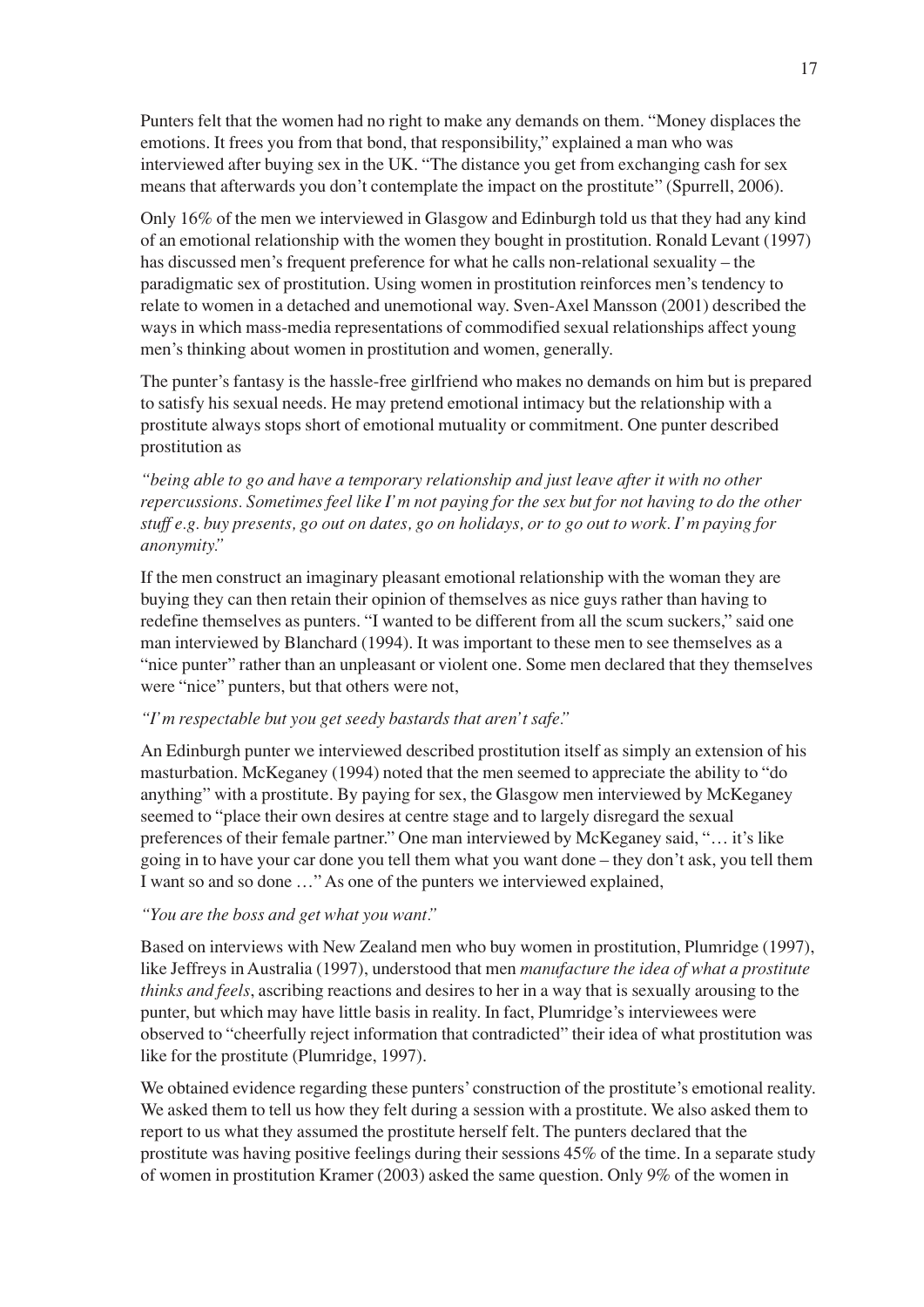Punters felt that the women had no right to make any demands on them. "Money displaces the emotions. It frees you from that bond, that responsibility," explained a man who was interviewed after buying sex in the UK. "The distance you get from exchanging cash for sex means that afterwards you don't contemplate the impact on the prostitute" (Spurrell, 2006).

Only 16% of the men we interviewed in Glasgow and Edinburgh told us that they had any kind of an emotional relationship with the women they bought in prostitution. Ronald Levant (1997) has discussed men's frequent preference for what he calls non-relational sexuality – the paradigmatic sex of prostitution. Using women in prostitution reinforces men's tendency to relate to women in a detached and unemotional way. Sven-Axel Mansson (2001) described the ways in which mass-media representations of commodified sexual relationships affect young men's thinking about women in prostitution and women, generally.

The punter's fantasy is the hassle-free girlfriend who makes no demands on him but is prepared to satisfy his sexual needs. He may pretend emotional intimacy but the relationship with a prostitute always stops short of emotional mutuality or commitment. One punter described prostitution as

*"being able to go and have a temporary relationship and just leave after it with no other repercussions. Sometimes feel like I'm not paying for the sex but for not having to do the other stuff e.g. buy presents, go out on dates, go on holidays, or to go out to work. I'm paying for anonymity."*

If the men construct an imaginary pleasant emotional relationship with the woman they are buying they can then retain their opinion of themselves as nice guys rather than having to redefine themselves as punters. "I wanted to be different from all the scum suckers," said one man interviewed by Blanchard (1994). It was important to these men to see themselves as a "nice punter" rather than an unpleasant or violent one. Some men declared that they themselves were "nice" punters, but that others were not,

*"I'm respectable but you get seedy bastards that aren't safe."*

An Edinburgh punter we interviewed described prostitution itself as simply an extension of his masturbation. McKeganey (1994) noted that the men seemed to appreciate the ability to "do anything" with a prostitute. By paying for sex, the Glasgow men interviewed by McKeganey seemed to "place their own desires at centre stage and to largely disregard the sexual preferences of their female partner." One man interviewed by McKeganey said, "… it's like going in to have your car done you tell them what you want done – they don't ask, you tell them I want so and so done …" As one of the punters we interviewed explained,

*"You are the boss and get what you want."*

Based on interviews with New Zealand men who buy women in prostitution, Plumridge (1997), like Jeffreys in Australia (1997), understood that men *manufacture the idea of what a prostitute thinks and feels*, ascribing reactions and desires to her in a way that is sexually arousing to the punter, but which may have little basis in reality. In fact, Plumridge's interviewees were observed to "cheerfully reject information that contradicted" their idea of what prostitution was like for the prostitute (Plumridge, 1997).

We obtained evidence regarding these punters' construction of the prostitute's emotional reality. We asked them to tell us how they felt during a session with a prostitute. We also asked them to report to us what they assumed the prostitute herself felt. The punters declared that the prostitute was having positive feelings during their sessions 45% of the time. In a separate study of women in prostitution Kramer (2003) asked the same question. Only 9% of the women in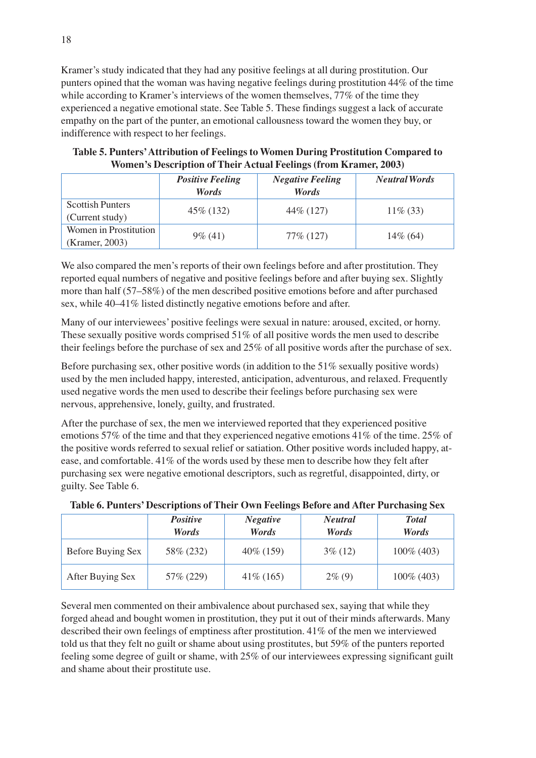Kramer's study indicated that they had any positive feelings at all during prostitution. Our punters opined that the woman was having negative feelings during prostitution 44% of the time while according to Kramer's interviews of the women themselves, 77% of the time they experienced a negative emotional state. See Table 5. These findings suggest a lack of accurate empathy on the part of the punter, an emotional callousness toward the women they buy, or indifference with respect to her feelings.

**Table 5. Punters' Attribution of Feelings to Women During Prostitution Compared to Women's Description of Their Actual Feelings (from Kramer, 2003)**

| | ***Positive Feeling Words*** | ***Negative Feeling Words*** | ***Neutral Words*** |
|---|---|---|---|
| Scottish Punters (Current study) | 45% (132) | 44% (127) | 11% (33) |
| Women in Prostitution (Kramer, 2003) | 9% (41) | 77% (127) | 14% (64) |

We also compared the men's reports of their own feelings before and after prostitution. They reported equal numbers of negative and positive feelings before and after buying sex. Slightly more than half (57–58%) of the men described positive emotions before and after purchased sex, while 40–41% listed distinctly negative emotions before and after.

Many of our interviewees' positive feelings were sexual in nature: aroused, excited, or horny. These sexually positive words comprised 51% of all positive words the men used to describe their feelings before the purchase of sex and 25% of all positive words after the purchase of sex.

Before purchasing sex, other positive words (in addition to the 51% sexually positive words) used by the men included happy, interested, anticipation, adventurous, and relaxed. Frequently used negative words the men used to describe their feelings before purchasing sex were nervous, apprehensive, lonely, guilty, and frustrated.

After the purchase of sex, the men we interviewed reported that they experienced positive emotions 57% of the time and that they experienced negative emotions 41% of the time. 25% of the positive words referred to sexual relief or satiation. Other positive words included happy, at-ease, and comfortable. 41% of the words used by these men to describe how they felt after purchasing sex were negative emotional descriptors, such as regretful, disappointed, dirty, or guilty. See Table 6.

**Table 6. Punters' Descriptions of Their Own Feelings Before and After Purchasing Sex**

| | ***Positive Words*** | ***Negative Words*** | ***Neutral Words*** | ***Total Words*** |
|---|---|---|---|---|
| Before Buying Sex | 58% (232) | 40% (159) | 3% (12) | 100% (403) |
| After Buying Sex | 57% (229) | 41% (165) | 2% (9) | 100% (403) |

Several men commented on their ambivalence about purchased sex, saying that while they forged ahead and bought women in prostitution, they put it out of their minds afterwards. Many described their own feelings of emptiness after prostitution. 41% of the men we interviewed told us that they felt no guilt or shame about using prostitutes, but 59% of the punters reported feeling some degree of guilt or shame, with 25% of our interviewees expressing significant guilt and shame about their prostitute use.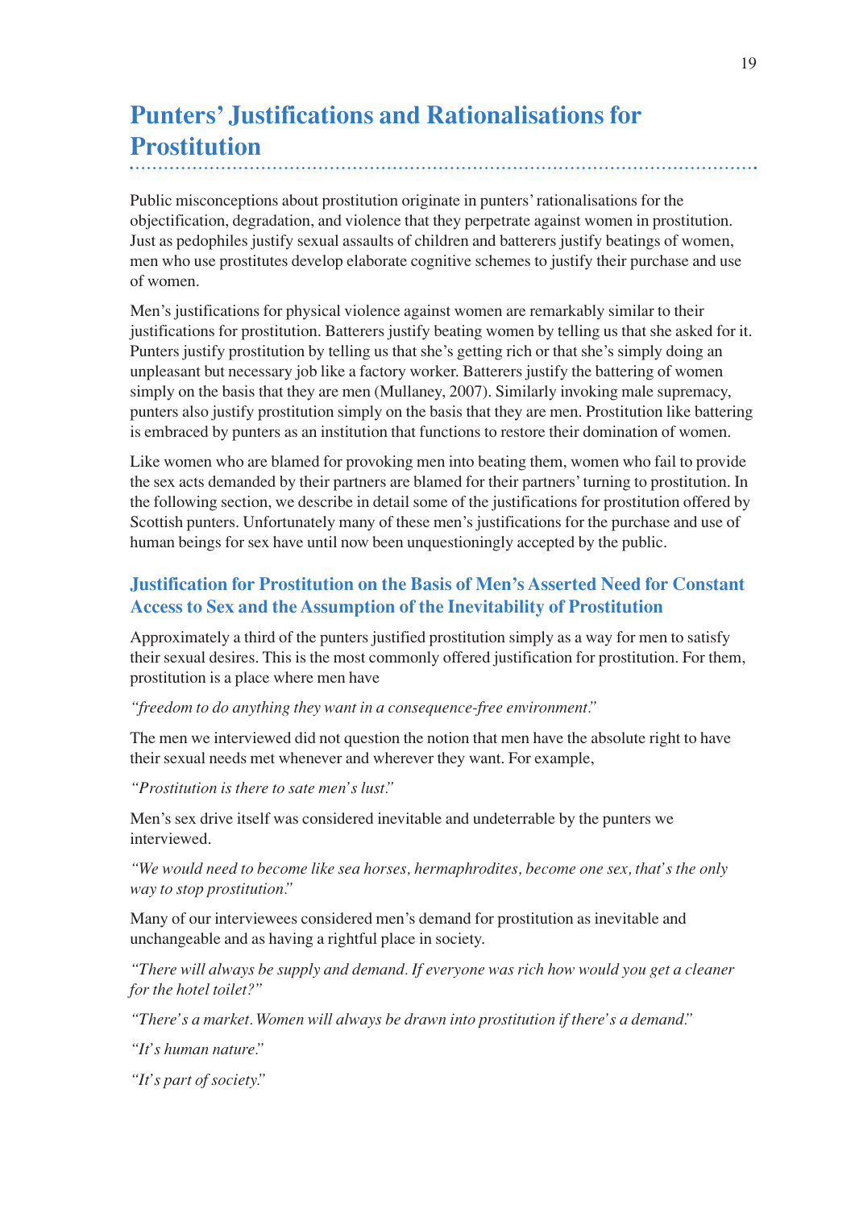# Punters' Justifications and Rationalisations for Prostitution

Public misconceptions about prostitution originate in punters' rationalisations for the objectification, degradation, and violence that they perpetrate against women in prostitution. Just as pedophiles justify sexual assaults of children and batterers justify beatings of women, men who use prostitutes develop elaborate cognitive schemes to justify their purchase and use of women.

Men's justifications for physical violence against women are remarkably similar to their justifications for prostitution. Batterers justify beating women by telling us that she asked for it. Punters justify prostitution by telling us that she's getting rich or that she's simply doing an unpleasant but necessary job like a factory worker. Batterers justify the battering of women simply on the basis that they are men (Mullaney, 2007). Similarly invoking male supremacy, punters also justify prostitution simply on the basis that they are men. Prostitution like battering is embraced by punters as an institution that functions to restore their domination of women.

Like women who are blamed for provoking men into beating them, women who fail to provide the sex acts demanded by their partners are blamed for their partners' turning to prostitution. In the following section, we describe in detail some of the justifications for prostitution offered by Scottish punters. Unfortunately many of these men's justifications for the purchase and use of human beings for sex have until now been unquestioningly accepted by the public.

## Justification for Prostitution on the Basis of Men's Asserted Need for Constant Access to Sex and the Assumption of the Inevitability of Prostitution

Approximately a third of the punters justified prostitution simply as a way for men to satisfy their sexual desires. This is the most commonly offered justification for prostitution. For them, prostitution is a place where men have

*"freedom to do anything they want in a consequence-free environment."*

The men we interviewed did not question the notion that men have the absolute right to have their sexual needs met whenever and wherever they want. For example,

*"Prostitution is there to sate men's lust."*

Men's sex drive itself was considered inevitable and undeterrable by the punters we interviewed.

*"We would need to become like sea horses, hermaphrodites, become one sex, that's the only way to stop prostitution."*

Many of our interviewees considered men's demand for prostitution as inevitable and unchangeable and as having a rightful place in society.

*"There will always be supply and demand. If everyone was rich how would you get a cleaner for the hotel toilet?"*

*"There's a market. Women will always be drawn into prostitution if there's a demand."*

*"It's human nature."*

*"It's part of society."*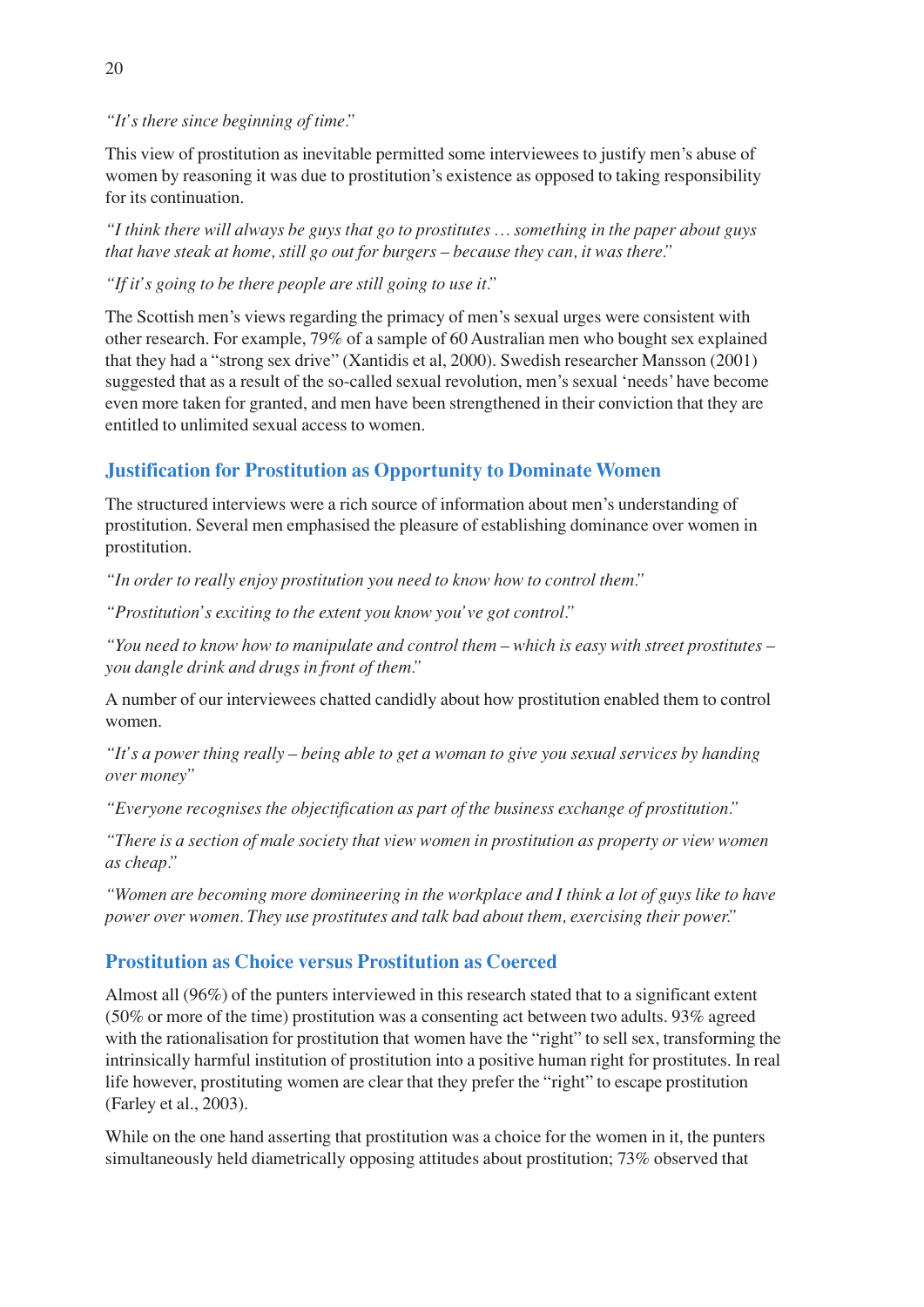*"It's there since beginning of time."*

This view of prostitution as inevitable permitted some interviewees to justify men's abuse of women by reasoning it was due to prostitution's existence as opposed to taking responsibility for its continuation.

*"I think there will always be guys that go to prostitutes … something in the paper about guys that have steak at home, still go out for burgers – because they can, it was there."*

*"If it's going to be there people are still going to use it."*

The Scottish men's views regarding the primacy of men's sexual urges were consistent with other research. For example, 79% of a sample of 60 Australian men who bought sex explained that they had a "strong sex drive" (Xantidis et al, 2000). Swedish researcher Mansson (2001) suggested that as a result of the so-called sexual revolution, men's sexual 'needs' have become even more taken for granted, and men have been strengthened in their conviction that they are entitled to unlimited sexual access to women.

## Justification for Prostitution as Opportunity to Dominate Women

The structured interviews were a rich source of information about men's understanding of prostitution. Several men emphasised the pleasure of establishing dominance over women in prostitution.

*"In order to really enjoy prostitution you need to know how to control them."*

*"Prostitution's exciting to the extent you know you've got control."*

*"You need to know how to manipulate and control them – which is easy with street prostitutes – you dangle drink and drugs in front of them."*

A number of our interviewees chatted candidly about how prostitution enabled them to control women.

*"It's a power thing really – being able to get a woman to give you sexual services by handing over money"*

*"Everyone recognises the objectification as part of the business exchange of prostitution."*

*"There is a section of male society that view women in prostitution as property or view women as cheap."*

*"Women are becoming more domineering in the workplace and I think a lot of guys like to have power over women. They use prostitutes and talk bad about them, exercising their power."*

## Prostitution as Choice versus Prostitution as Coerced

Almost all (96%) of the punters interviewed in this research stated that to a significant extent (50% or more of the time) prostitution was a consenting act between two adults. 93% agreed with the rationalisation for prostitution that women have the "right" to sell sex, transforming the intrinsically harmful institution of prostitution into a positive human right for prostitutes. In real life however, prostituting women are clear that they prefer the "right" to escape prostitution (Farley et al., 2003).

While on the one hand asserting that prostitution was a choice for the women in it, the punters simultaneously held diametrically opposing attitudes about prostitution; 73% observed that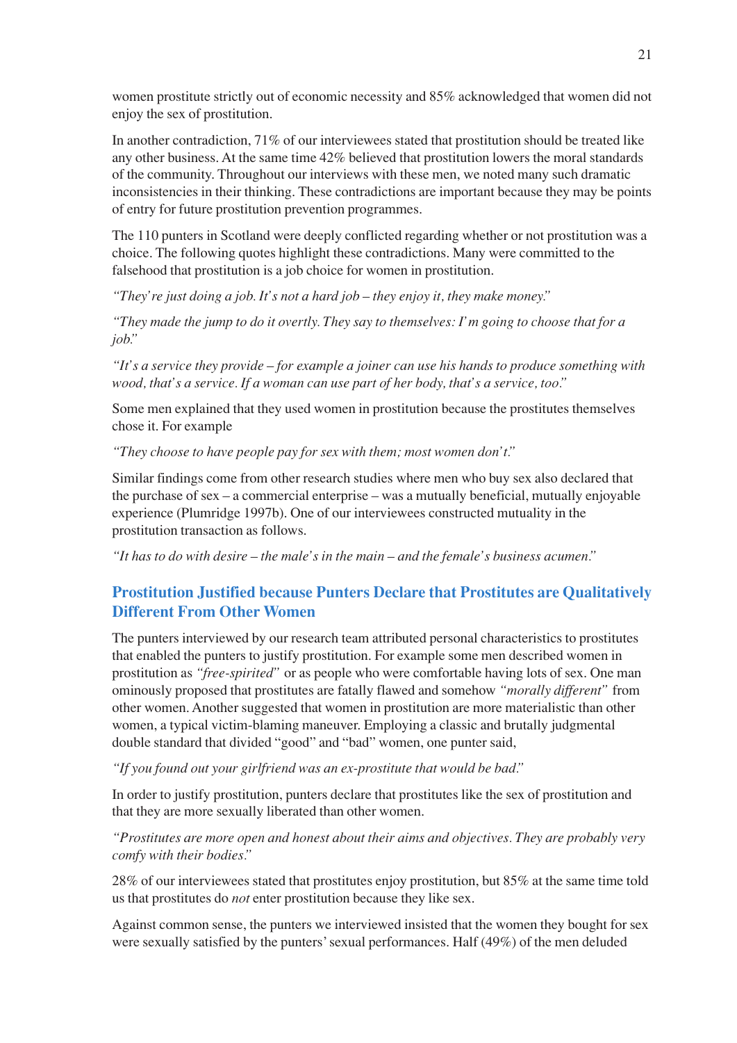women prostitute strictly out of economic necessity and 85% acknowledged that women did not enjoy the sex of prostitution.

In another contradiction, 71% of our interviewees stated that prostitution should be treated like any other business. At the same time 42% believed that prostitution lowers the moral standards of the community. Throughout our interviews with these men, we noted many such dramatic inconsistencies in their thinking. These contradictions are important because they may be points of entry for future prostitution prevention programmes.

The 110 punters in Scotland were deeply conflicted regarding whether or not prostitution was a choice. The following quotes highlight these contradictions. Many were committed to the falsehood that prostitution is a job choice for women in prostitution.

*"They're just doing a job. It's not a hard job – they enjoy it, they make money."*

*"They made the jump to do it overtly. They say to themselves: I'm going to choose that for a job."*

*"It's a service they provide – for example a joiner can use his hands to produce something with wood, that's a service. If a woman can use part of her body, that's a service, too."*

Some men explained that they used women in prostitution because the prostitutes themselves chose it. For example

*"They choose to have people pay for sex with them; most women don't."*

Similar findings come from other research studies where men who buy sex also declared that the purchase of sex – a commercial enterprise – was a mutually beneficial, mutually enjoyable experience (Plumridge 1997b). One of our interviewees constructed mutuality in the prostitution transaction as follows.

*"It has to do with desire – the male's in the main – and the female's business acumen."*

## Prostitution Justified because Punters Declare that Prostitutes are Qualitatively Different From Other Women

The punters interviewed by our research team attributed personal characteristics to prostitutes that enabled the punters to justify prostitution. For example some men described women in prostitution as *"free-spirited"* or as people who were comfortable having lots of sex. One man ominously proposed that prostitutes are fatally flawed and somehow *"morally different"* from other women. Another suggested that women in prostitution are more materialistic than other women, a typical victim-blaming maneuver. Employing a classic and brutally judgmental double standard that divided "good" and "bad" women, one punter said,

*"If you found out your girlfriend was an ex-prostitute that would be bad."*

In order to justify prostitution, punters declare that prostitutes like the sex of prostitution and that they are more sexually liberated than other women.

*"Prostitutes are more open and honest about their aims and objectives. They are probably very comfy with their bodies."*

28% of our interviewees stated that prostitutes enjoy prostitution, but 85% at the same time told us that prostitutes do *not* enter prostitution because they like sex.

Against common sense, the punters we interviewed insisted that the women they bought for sex were sexually satisfied by the punters' sexual performances. Half (49%) of the men deluded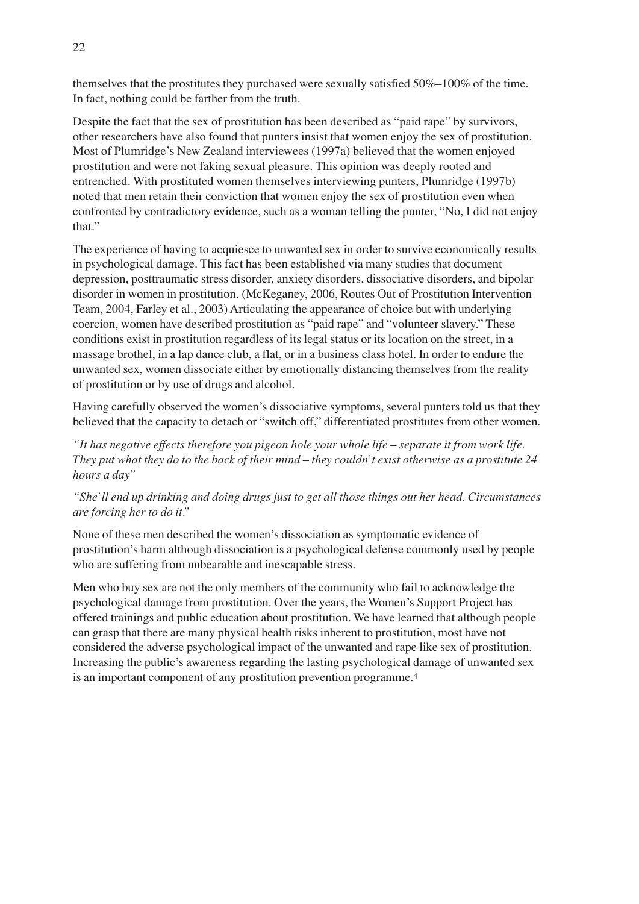themselves that the prostitutes they purchased were sexually satisfied 50%–100% of the time. In fact, nothing could be farther from the truth.

Despite the fact that the sex of prostitution has been described as "paid rape" by survivors, other researchers have also found that punters insist that women enjoy the sex of prostitution. Most of Plumridge's New Zealand interviewees (1997a) believed that the women enjoyed prostitution and were not faking sexual pleasure. This opinion was deeply rooted and entrenched. With prostituted women themselves interviewing punters, Plumridge (1997b) noted that men retain their conviction that women enjoy the sex of prostitution even when confronted by contradictory evidence, such as a woman telling the punter, "No, I did not enjoy that."

The experience of having to acquiesce to unwanted sex in order to survive economically results in psychological damage. This fact has been established via many studies that document depression, posttraumatic stress disorder, anxiety disorders, dissociative disorders, and bipolar disorder in women in prostitution. (McKeganey, 2006, Routes Out of Prostitution Intervention Team, 2004, Farley et al., 2003) Articulating the appearance of choice but with underlying coercion, women have described prostitution as "paid rape" and "volunteer slavery." These conditions exist in prostitution regardless of its legal status or its location on the street, in a massage brothel, in a lap dance club, a flat, or in a business class hotel. In order to endure the unwanted sex, women dissociate either by emotionally distancing themselves from the reality of prostitution or by use of drugs and alcohol.

Having carefully observed the women's dissociative symptoms, several punters told us that they believed that the capacity to detach or "switch off," differentiated prostitutes from other women.

*"It has negative effects therefore you pigeon hole your whole life – separate it from work life. They put what they do to the back of their mind – they couldn't exist otherwise as a prostitute 24 hours a day"*

*"She'll end up drinking and doing drugs just to get all those things out her head. Circumstances are forcing her to do it."*

None of these men described the women's dissociation as symptomatic evidence of prostitution's harm although dissociation is a psychological defense commonly used by people who are suffering from unbearable and inescapable stress.

Men who buy sex are not the only members of the community who fail to acknowledge the psychological damage from prostitution. Over the years, the Women's Support Project has offered trainings and public education about prostitution. We have learned that although people can grasp that there are many physical health risks inherent to prostitution, most have not considered the adverse psychological impact of the unwanted and rape like sex of prostitution. Increasing the public's awareness regarding the lasting psychological damage of unwanted sex is an important component of any prostitution prevention programme.[4]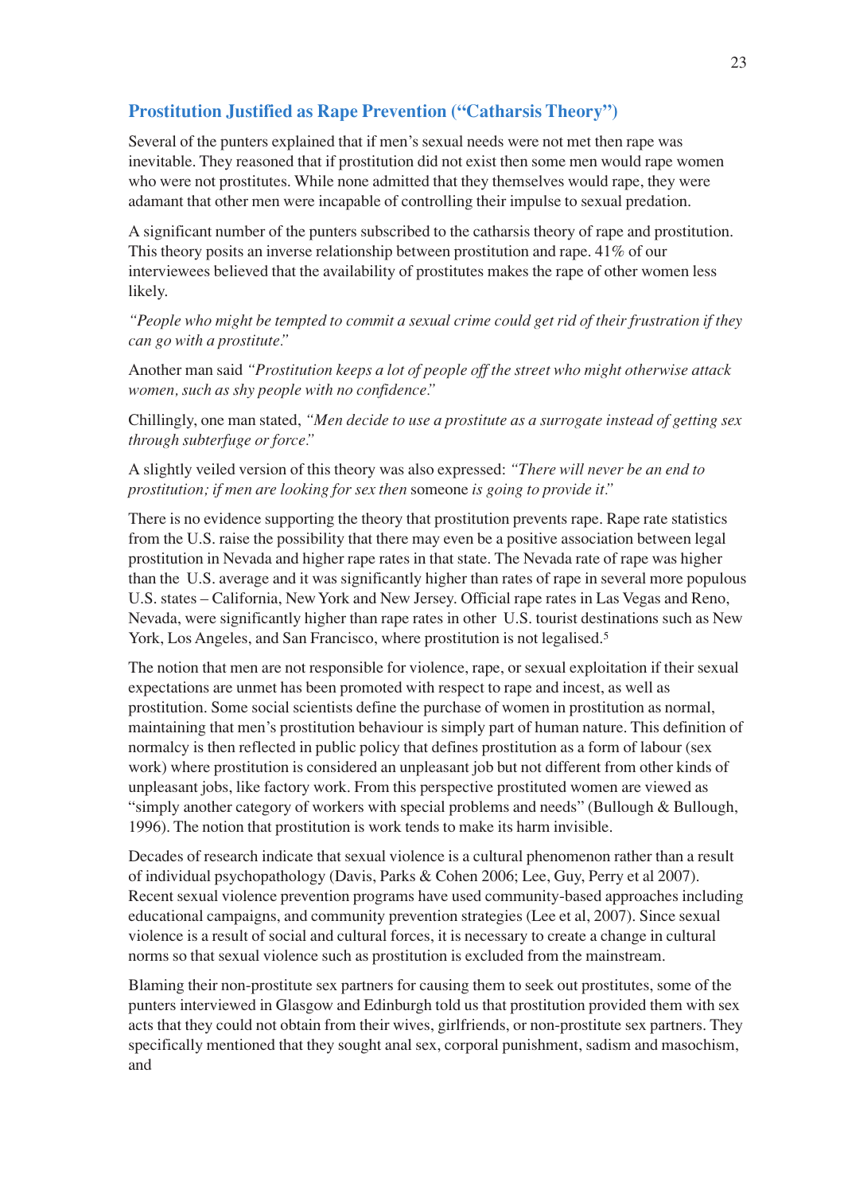## Prostitution Justified as Rape Prevention ("Catharsis Theory")

Several of the punters explained that if men's sexual needs were not met then rape was inevitable. They reasoned that if prostitution did not exist then some men would rape women who were not prostitutes. While none admitted that they themselves would rape, they were adamant that other men were incapable of controlling their impulse to sexual predation.

A significant number of the punters subscribed to the catharsis theory of rape and prostitution. This theory posits an inverse relationship between prostitution and rape. 41% of our interviewees believed that the availability of prostitutes makes the rape of other women less likely.

*"People who might be tempted to commit a sexual crime could get rid of their frustration if they can go with a prostitute."*

Another man said *"Prostitution keeps a lot of people off the street who might otherwise attack women, such as shy people with no confidence."*

Chillingly, one man stated, *"Men decide to use a prostitute as a surrogate instead of getting sex through subterfuge or force."*

A slightly veiled version of this theory was also expressed: *"There will never be an end to prostitution; if men are looking for sex then* someone *is going to provide it."*

There is no evidence supporting the theory that prostitution prevents rape. Rape rate statistics from the U.S. raise the possibility that there may even be a positive association between legal prostitution in Nevada and higher rape rates in that state. The Nevada rate of rape was higher than the U.S. average and it was significantly higher than rates of rape in several more populous U.S. states – California, New York and New Jersey. Official rape rates in Las Vegas and Reno, Nevada, were significantly higher than rape rates in other U.S. tourist destinations such as New York, Los Angeles, and San Francisco, where prostitution is not legalised.[5]

The notion that men are not responsible for violence, rape, or sexual exploitation if their sexual expectations are unmet has been promoted with respect to rape and incest, as well as prostitution. Some social scientists define the purchase of women in prostitution as normal, maintaining that men's prostitution behaviour is simply part of human nature. This definition of normalcy is then reflected in public policy that defines prostitution as a form of labour (sex work) where prostitution is considered an unpleasant job but not different from other kinds of unpleasant jobs, like factory work. From this perspective prostituted women are viewed as "simply another category of workers with special problems and needs" (Bullough & Bullough, 1996). The notion that prostitution is work tends to make its harm invisible.

Decades of research indicate that sexual violence is a cultural phenomenon rather than a result of individual psychopathology (Davis, Parks & Cohen 2006; Lee, Guy, Perry et al 2007). Recent sexual violence prevention programs have used community-based approaches including educational campaigns, and community prevention strategies (Lee et al, 2007). Since sexual violence is a result of social and cultural forces, it is necessary to create a change in cultural norms so that sexual violence such as prostitution is excluded from the mainstream.

Blaming their non-prostitute sex partners for causing them to seek out prostitutes, some of the punters interviewed in Glasgow and Edinburgh told us that prostitution provided them with sex acts that they could not obtain from their wives, girlfriends, or non-prostitute sex partners. They specifically mentioned that they sought anal sex, corporal punishment, sadism and masochism, and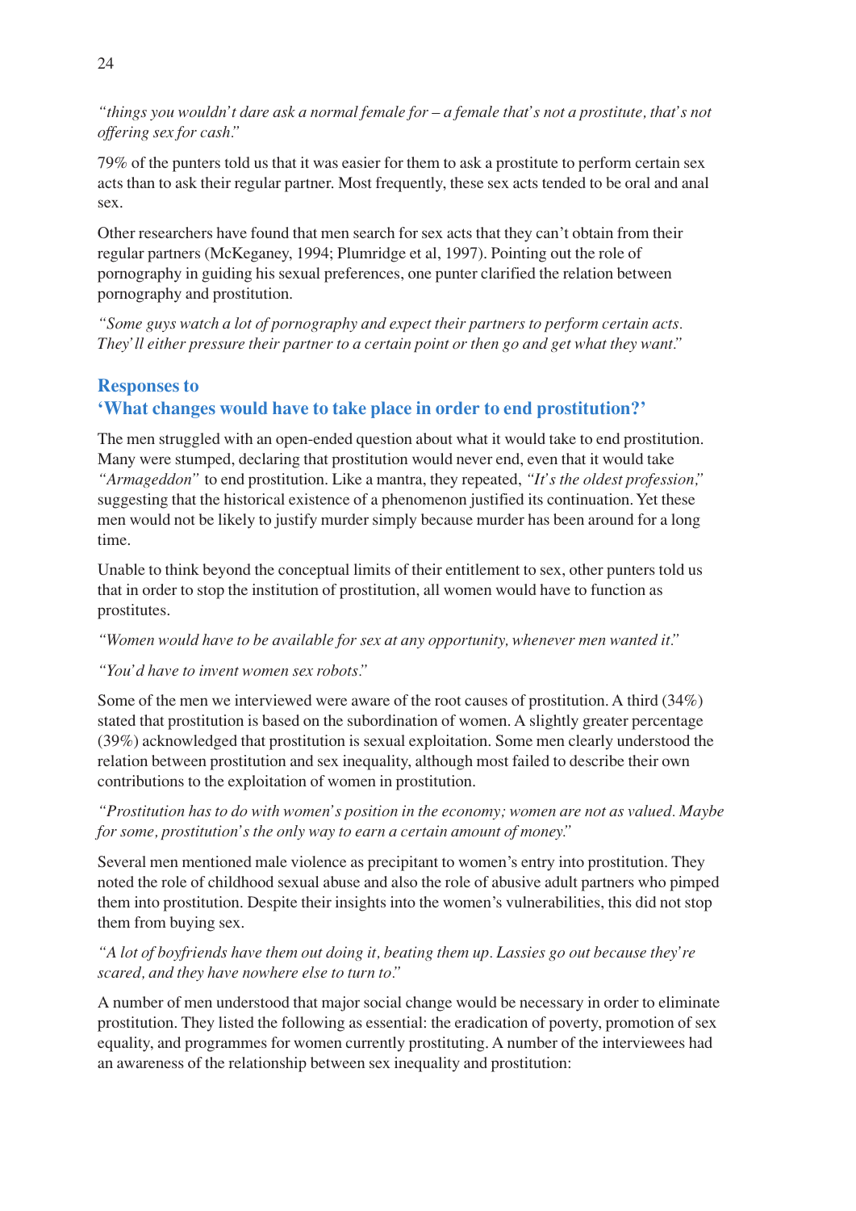*"things you wouldn't dare ask a normal female for – a female that's not a prostitute, that's not offering sex for cash."*

79% of the punters told us that it was easier for them to ask a prostitute to perform certain sex acts than to ask their regular partner. Most frequently, these sex acts tended to be oral and anal sex.

Other researchers have found that men search for sex acts that they can't obtain from their regular partners (McKeganey, 1994; Plumridge et al, 1997). Pointing out the role of pornography in guiding his sexual preferences, one punter clarified the relation between pornography and prostitution.

*"Some guys watch a lot of pornography and expect their partners to perform certain acts. They'll either pressure their partner to a certain point or then go and get what they want."*

## Responses to 'What changes would have to take place in order to end prostitution?'

The men struggled with an open-ended question about what it would take to end prostitution. Many were stumped, declaring that prostitution would never end, even that it would take *"Armageddon"* to end prostitution. Like a mantra, they repeated, *"It's the oldest profession,"* suggesting that the historical existence of a phenomenon justified its continuation. Yet these men would not be likely to justify murder simply because murder has been around for a long time.

Unable to think beyond the conceptual limits of their entitlement to sex, other punters told us that in order to stop the institution of prostitution, all women would have to function as prostitutes.

*"Women would have to be available for sex at any opportunity, whenever men wanted it."*

*"You'd have to invent women sex robots."*

Some of the men we interviewed were aware of the root causes of prostitution. A third (34%) stated that prostitution is based on the subordination of women. A slightly greater percentage (39%) acknowledged that prostitution is sexual exploitation. Some men clearly understood the relation between prostitution and sex inequality, although most failed to describe their own contributions to the exploitation of women in prostitution.

*"Prostitution has to do with women's position in the economy; women are not as valued. Maybe for some, prostitution's the only way to earn a certain amount of money."*

Several men mentioned male violence as precipitant to women's entry into prostitution. They noted the role of childhood sexual abuse and also the role of abusive adult partners who pimped them into prostitution. Despite their insights into the women's vulnerabilities, this did not stop them from buying sex.

*"A lot of boyfriends have them out doing it, beating them up. Lassies go out because they're scared, and they have nowhere else to turn to."*

A number of men understood that major social change would be necessary in order to eliminate prostitution. They listed the following as essential: the eradication of poverty, promotion of sex equality, and programmes for women currently prostituting. A number of the interviewees had an awareness of the relationship between sex inequality and prostitution: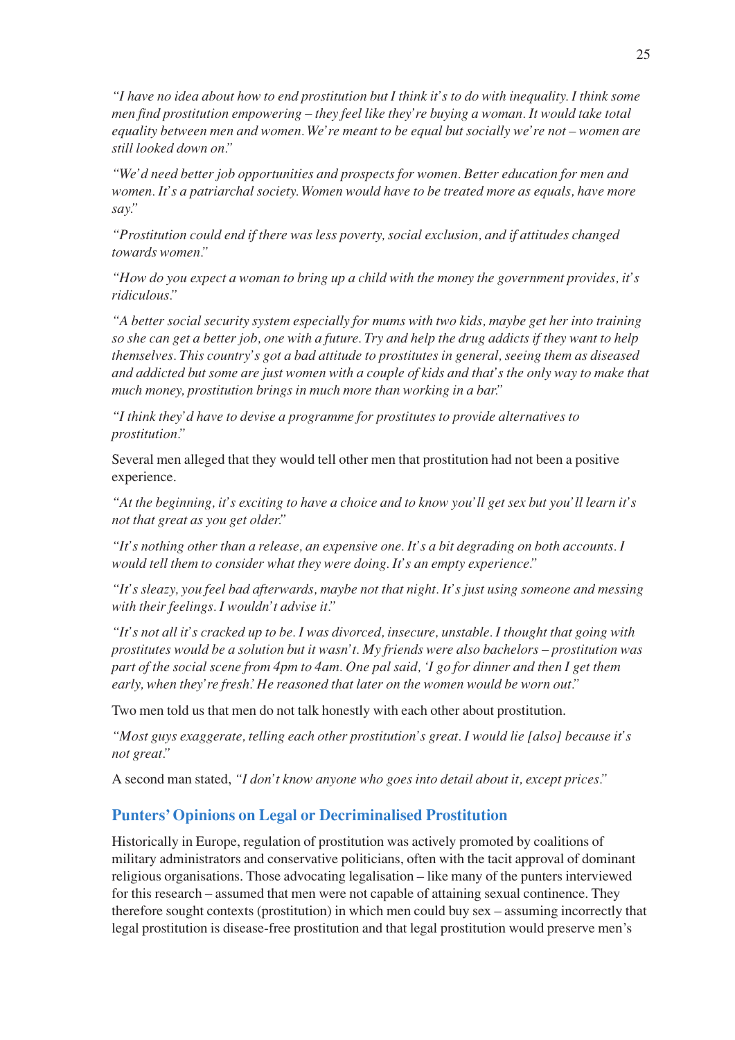*"I have no idea about how to end prostitution but I think it's to do with inequality. I think some men find prostitution empowering – they feel like they're buying a woman. It would take total equality between men and women. We're meant to be equal but socially we're not – women are still looked down on."*

*"We'd need better job opportunities and prospects for women. Better education for men and women. It's a patriarchal society. Women would have to be treated more as equals, have more say."*

*"Prostitution could end if there was less poverty, social exclusion, and if attitudes changed towards women."*

*"How do you expect a woman to bring up a child with the money the government provides, it's ridiculous."*

*"A better social security system especially for mums with two kids, maybe get her into training so she can get a better job, one with a future. Try and help the drug addicts if they want to help themselves. This country's got a bad attitude to prostitutes in general, seeing them as diseased and addicted but some are just women with a couple of kids and that's the only way to make that much money, prostitution brings in much more than working in a bar."*

*"I think they'd have to devise a programme for prostitutes to provide alternatives to prostitution."*

Several men alleged that they would tell other men that prostitution had not been a positive experience.

*"At the beginning, it's exciting to have a choice and to know you'll get sex but you'll learn it's not that great as you get older."*

*"It's nothing other than a release, an expensive one. It's a bit degrading on both accounts. I would tell them to consider what they were doing. It's an empty experience."*

*"It's sleazy, you feel bad afterwards, maybe not that night. It's just using someone and messing with their feelings. I wouldn't advise it."*

*"It's not all it's cracked up to be. I was divorced, insecure, unstable. I thought that going with prostitutes would be a solution but it wasn't. My friends were also bachelors – prostitution was part of the social scene from 4pm to 4am. One pal said, 'I go for dinner and then I get them early, when they're fresh.' He reasoned that later on the women would be worn out."*

Two men told us that men do not talk honestly with each other about prostitution.

*"Most guys exaggerate, telling each other prostitution's great. I would lie [also] because it's not great."*

A second man stated, *"I don't know anyone who goes into detail about it, except prices."*

## Punters' Opinions on Legal or Decriminalised Prostitution

Historically in Europe, regulation of prostitution was actively promoted by coalitions of military administrators and conservative politicians, often with the tacit approval of dominant religious organisations. Those advocating legalisation – like many of the punters interviewed for this research – assumed that men were not capable of attaining sexual continence. They therefore sought contexts (prostitution) in which men could buy sex – assuming incorrectly that legal prostitution is disease-free prostitution and that legal prostitution would preserve men's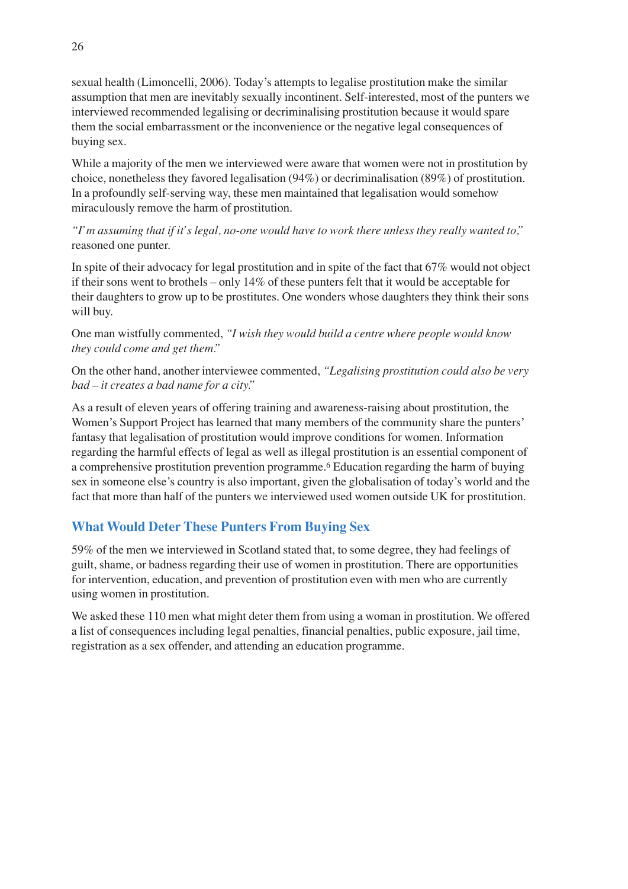sexual health (Limoncelli, 2006). Today's attempts to legalise prostitution make the similar assumption that men are inevitably sexually incontinent. Self-interested, most of the punters we interviewed recommended legalising or decriminalising prostitution because it would spare them the social embarrassment or the inconvenience or the negative legal consequences of buying sex.

While a majority of the men we interviewed were aware that women were not in prostitution by choice, nonetheless they favored legalisation (94%) or decriminalisation (89%) of prostitution. In a profoundly self-serving way, these men maintained that legalisation would somehow miraculously remove the harm of prostitution.

*"I'm assuming that if it's legal, no-one would have to work there unless they really wanted to,"* reasoned one punter.

In spite of their advocacy for legal prostitution and in spite of the fact that 67% would not object if their sons went to brothels – only 14% of these punters felt that it would be acceptable for their daughters to grow up to be prostitutes. One wonders whose daughters they think their sons will buy.

One man wistfully commented, *"I wish they would build a centre where people would know they could come and get them."*

On the other hand, another interviewee commented, *"Legalising prostitution could also be very bad – it creates a bad name for a city."*

As a result of eleven years of offering training and awareness-raising about prostitution, the Women's Support Project has learned that many members of the community share the punters' fantasy that legalisation of prostitution would improve conditions for women. Information regarding the harmful effects of legal as well as illegal prostitution is an essential component of a comprehensive prostitution prevention programme.[6] Education regarding the harm of buying sex in someone else's country is also important, given the globalisation of today's world and the fact that more than half of the punters we interviewed used women outside UK for prostitution.

## What Would Deter These Punters From Buying Sex

59% of the men we interviewed in Scotland stated that, to some degree, they had feelings of guilt, shame, or badness regarding their use of women in prostitution. There are opportunities for intervention, education, and prevention of prostitution even with men who are currently using women in prostitution.

We asked these 110 men what might deter them from using a woman in prostitution. We offered a list of consequences including legal penalties, financial penalties, public exposure, jail time, registration as a sex offender, and attending an education programme.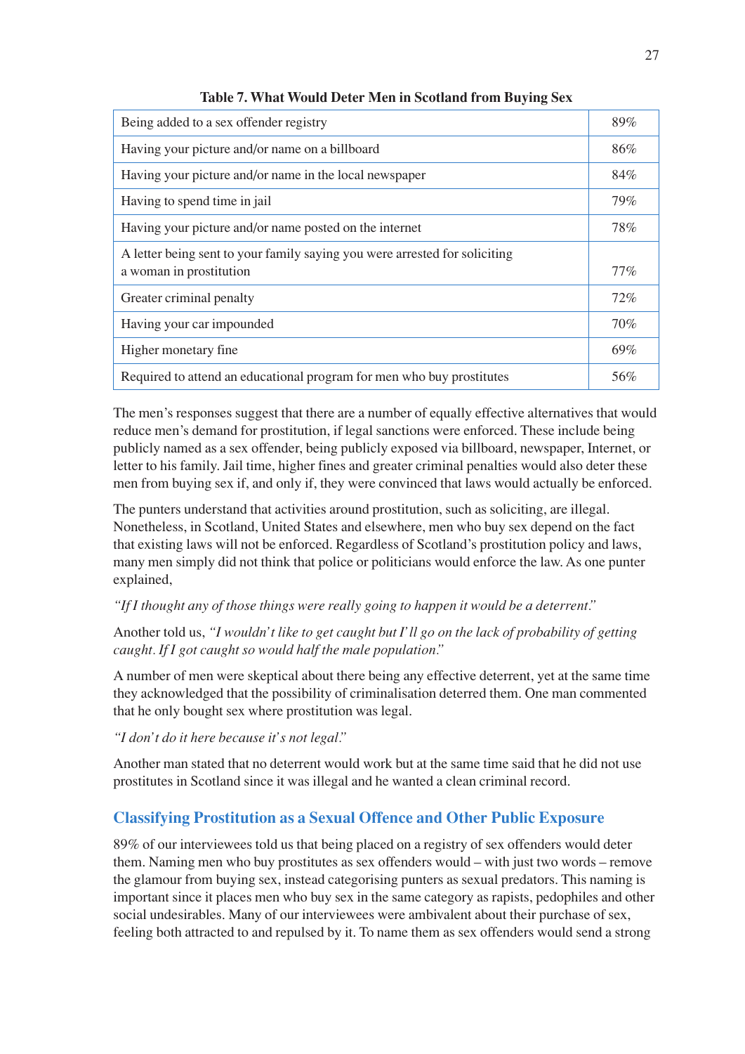**Table 7. What Would Deter Men in Scotland from Buying Sex**

| | |
|---|---|
| Being added to a sex offender registry | 89% |
| Having your picture and/or name on a billboard | 86% |
| Having your picture and/or name in the local newspaper | 84% |
| Having to spend time in jail | 79% |
| Having your picture and/or name posted on the internet | 78% |
| A letter being sent to your family saying you were arrested for soliciting a woman in prostitution | 77% |
| Greater criminal penalty | 72% |
| Having your car impounded | 70% |
| Higher monetary fine | 69% |
| Required to attend an educational program for men who buy prostitutes | 56% |

The men's responses suggest that there are a number of equally effective alternatives that would reduce men's demand for prostitution, if legal sanctions were enforced. These include being publicly named as a sex offender, being publicly exposed via billboard, newspaper, Internet, or letter to his family. Jail time, higher fines and greater criminal penalties would also deter these men from buying sex if, and only if, they were convinced that laws would actually be enforced.

The punters understand that activities around prostitution, such as soliciting, are illegal. Nonetheless, in Scotland, United States and elsewhere, men who buy sex depend on the fact that existing laws will not be enforced. Regardless of Scotland's prostitution policy and laws, many men simply did not think that police or politicians would enforce the law. As one punter explained,

*"If I thought any of those things were really going to happen it would be a deterrent."*

Another told us, *"I wouldn't like to get caught but I'll go on the lack of probability of getting caught. If I got caught so would half the male population."*

A number of men were skeptical about there being any effective deterrent, yet at the same time they acknowledged that the possibility of criminalisation deterred them. One man commented that he only bought sex where prostitution was legal.

*"I don't do it here because it's not legal."*

Another man stated that no deterrent would work but at the same time said that he did not use prostitutes in Scotland since it was illegal and he wanted a clean criminal record.

## Classifying Prostitution as a Sexual Offence and Other Public Exposure

89% of our interviewees told us that being placed on a registry of sex offenders would deter them. Naming men who buy prostitutes as sex offenders would – with just two words – remove the glamour from buying sex, instead categorising punters as sexual predators. This naming is important since it places men who buy sex in the same category as rapists, pedophiles and other social undesirables. Many of our interviewees were ambivalent about their purchase of sex, feeling both attracted to and repulsed by it. To name them as sex offenders would send a strong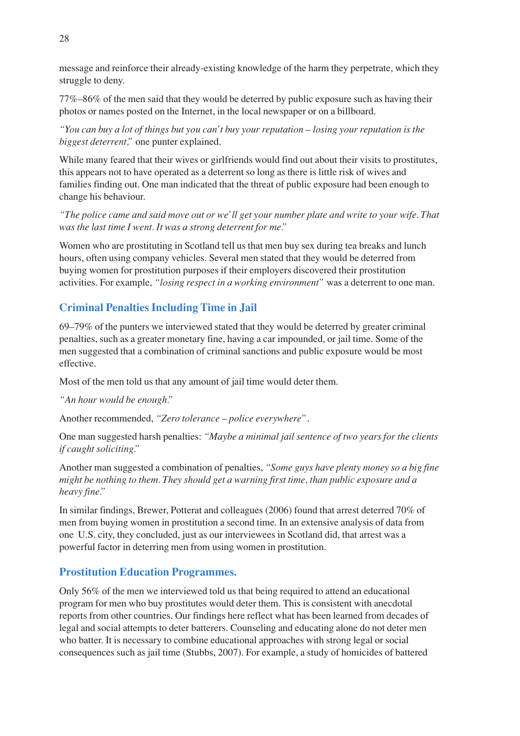message and reinforce their already-existing knowledge of the harm they perpetrate, which they struggle to deny.

77%–86% of the men said that they would be deterred by public exposure such as having their photos or names posted on the Internet, in the local newspaper or on a billboard.

*"You can buy a lot of things but you can't buy your reputation – losing your reputation is the biggest deterrent,"* one punter explained.

While many feared that their wives or girlfriends would find out about their visits to prostitutes, this appears not to have operated as a deterrent so long as there is little risk of wives and families finding out. One man indicated that the threat of public exposure had been enough to change his behaviour.

*"The police came and said move out or we'll get your number plate and write to your wife. That was the last time I went. It was a strong deterrent for me."*

Women who are prostituting in Scotland tell us that men buy sex during tea breaks and lunch hours, often using company vehicles. Several men stated that they would be deterred from buying women for prostitution purposes if their employers discovered their prostitution activities. For example, *"losing respect in a working environment"* was a deterrent to one man.

## Criminal Penalties Including Time in Jail

69–79% of the punters we interviewed stated that they would be deterred by greater criminal penalties, such as a greater monetary fine, having a car impounded, or jail time. Some of the men suggested that a combination of criminal sanctions and public exposure would be most effective.

Most of the men told us that any amount of jail time would deter them.

*"An hour would be enough."*

Another recommended, *"Zero tolerance – police everywhere"*.

One man suggested harsh penalties: *"Maybe a minimal jail sentence of two years for the clients if caught soliciting."*

Another man suggested a combination of penalties, *"Some guys have plenty money so a big fine might be nothing to them. They should get a warning first time, than public exposure and a heavy fine."*

In similar findings, Brewer, Potterat and colleagues (2006) found that arrest deterred 70% of men from buying women in prostitution a second time. In an extensive analysis of data from one U.S. city, they concluded, just as our interviewees in Scotland did, that arrest was a powerful factor in deterring men from using women in prostitution.

## Prostitution Education Programmes.

Only 56% of the men we interviewed told us that being required to attend an educational program for men who buy prostitutes would deter them. This is consistent with anecdotal reports from other countries. Our findings here reflect what has been learned from decades of legal and social attempts to deter batterers. Counseling and educating alone do not deter men who batter. It is necessary to combine educational approaches with strong legal or social consequences such as jail time (Stubbs, 2007). For example, a study of homicides of battered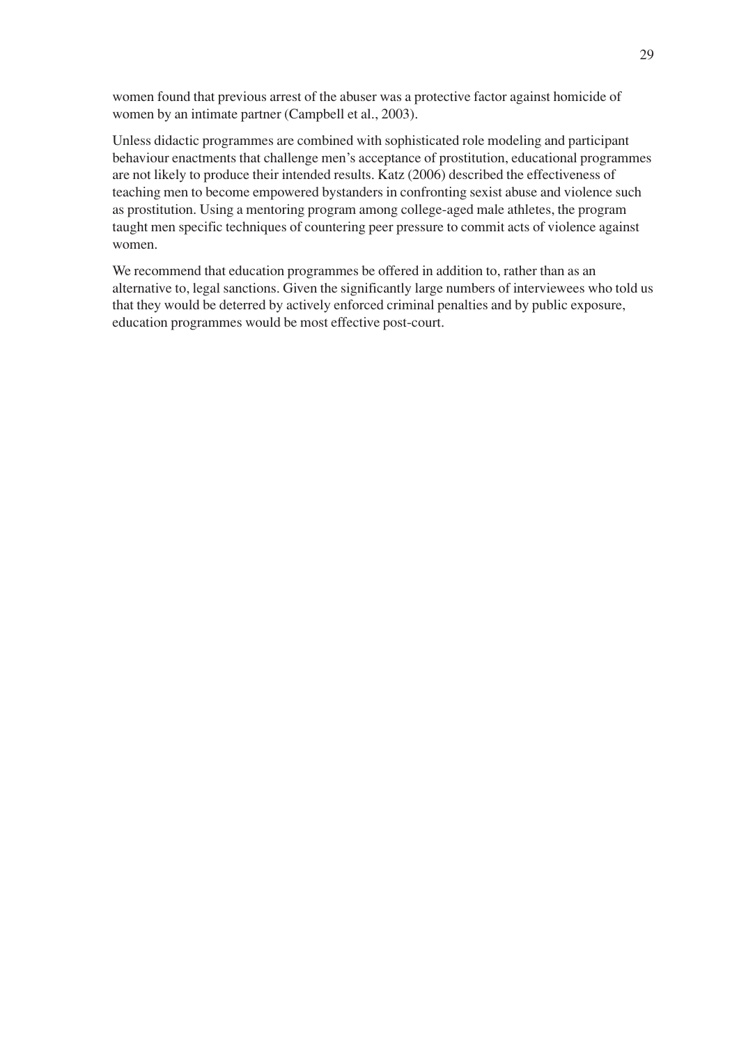women found that previous arrest of the abuser was a protective factor against homicide of women by an intimate partner (Campbell et al., 2003).

Unless didactic programmes are combined with sophisticated role modeling and participant behaviour enactments that challenge men's acceptance of prostitution, educational programmes are not likely to produce their intended results. Katz (2006) described the effectiveness of teaching men to become empowered bystanders in confronting sexist abuse and violence such as prostitution. Using a mentoring program among college-aged male athletes, the program taught men specific techniques of countering peer pressure to commit acts of violence against women.

We recommend that education programmes be offered in addition to, rather than as an alternative to, legal sanctions. Given the significantly large numbers of interviewees who told us that they would be deterred by actively enforced criminal penalties and by public exposure, education programmes would be most effective post-court.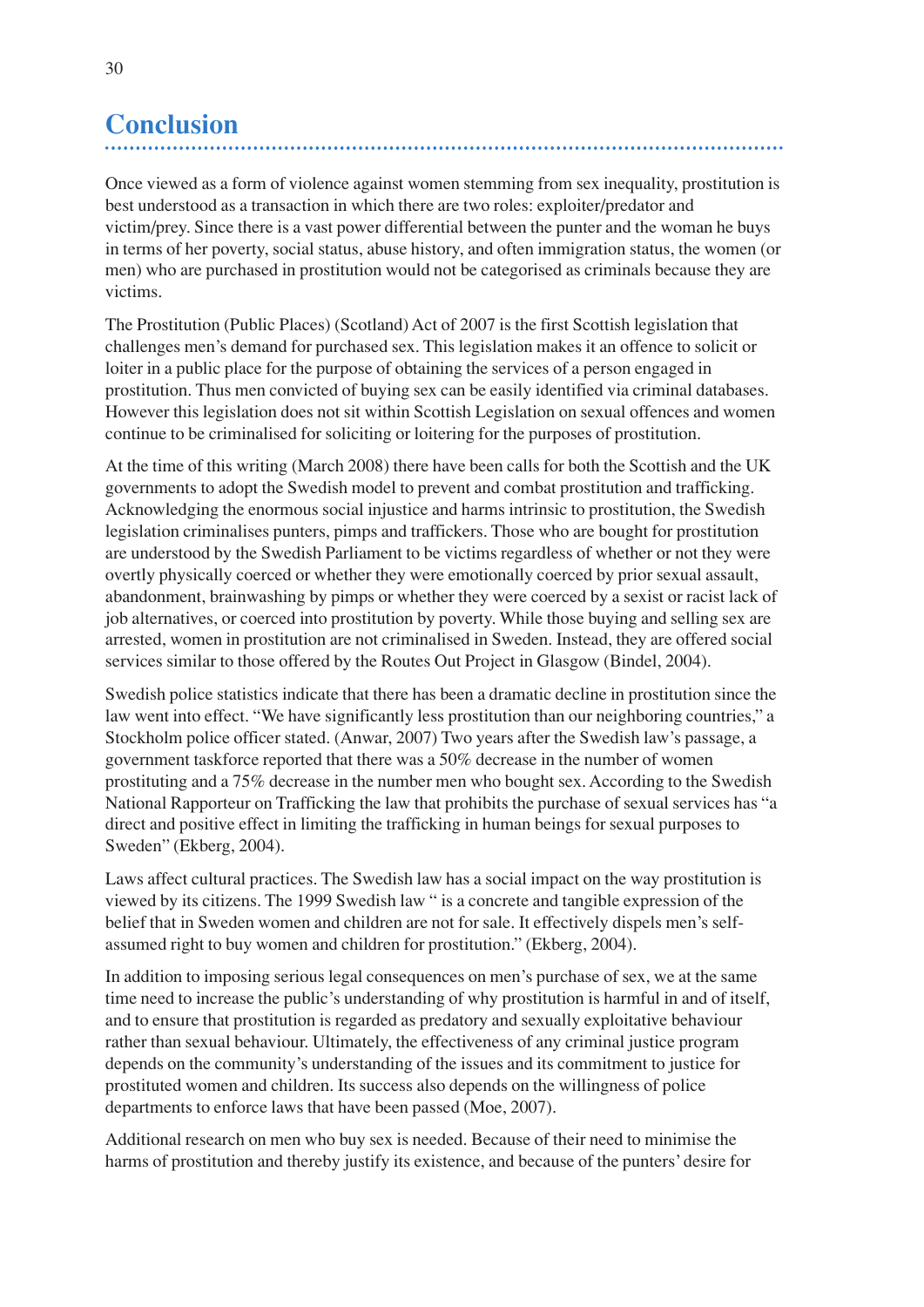# Conclusion

Once viewed as a form of violence against women stemming from sex inequality, prostitution is best understood as a transaction in which there are two roles: exploiter/predator and victim/prey. Since there is a vast power differential between the punter and the woman he buys in terms of her poverty, social status, abuse history, and often immigration status, the women (or men) who are purchased in prostitution would not be categorised as criminals because they are victims.

The Prostitution (Public Places) (Scotland) Act of 2007 is the first Scottish legislation that challenges men's demand for purchased sex. This legislation makes it an offence to solicit or loiter in a public place for the purpose of obtaining the services of a person engaged in prostitution. Thus men convicted of buying sex can be easily identified via criminal databases. However this legislation does not sit within Scottish Legislation on sexual offences and women continue to be criminalised for soliciting or loitering for the purposes of prostitution.

At the time of this writing (March 2008) there have been calls for both the Scottish and the UK governments to adopt the Swedish model to prevent and combat prostitution and trafficking. Acknowledging the enormous social injustice and harms intrinsic to prostitution, the Swedish legislation criminalises punters, pimps and traffickers. Those who are bought for prostitution are understood by the Swedish Parliament to be victims regardless of whether or not they were overtly physically coerced or whether they were emotionally coerced by prior sexual assault, abandonment, brainwashing by pimps or whether they were coerced by a sexist or racist lack of job alternatives, or coerced into prostitution by poverty. While those buying and selling sex are arrested, women in prostitution are not criminalised in Sweden. Instead, they are offered social services similar to those offered by the Routes Out Project in Glasgow (Bindel, 2004).

Swedish police statistics indicate that there has been a dramatic decline in prostitution since the law went into effect. "We have significantly less prostitution than our neighboring countries," a Stockholm police officer stated. (Anwar, 2007) Two years after the Swedish law's passage, a government taskforce reported that there was a 50% decrease in the number of women prostituting and a 75% decrease in the number men who bought sex. According to the Swedish National Rapporteur on Trafficking the law that prohibits the purchase of sexual services has "a direct and positive effect in limiting the trafficking in human beings for sexual purposes to Sweden" (Ekberg, 2004).

Laws affect cultural practices. The Swedish law has a social impact on the way prostitution is viewed by its citizens. The 1999 Swedish law " is a concrete and tangible expression of the belief that in Sweden women and children are not for sale. It effectively dispels men's self-assumed right to buy women and children for prostitution." (Ekberg, 2004).

In addition to imposing serious legal consequences on men's purchase of sex, we at the same time need to increase the public's understanding of why prostitution is harmful in and of itself, and to ensure that prostitution is regarded as predatory and sexually exploitative behaviour rather than sexual behaviour. Ultimately, the effectiveness of any criminal justice program depends on the community's understanding of the issues and its commitment to justice for prostituted women and children. Its success also depends on the willingness of police departments to enforce laws that have been passed (Moe, 2007).

Additional research on men who buy sex is needed. Because of their need to minimise the harms of prostitution and thereby justify its existence, and because of the punters' desire for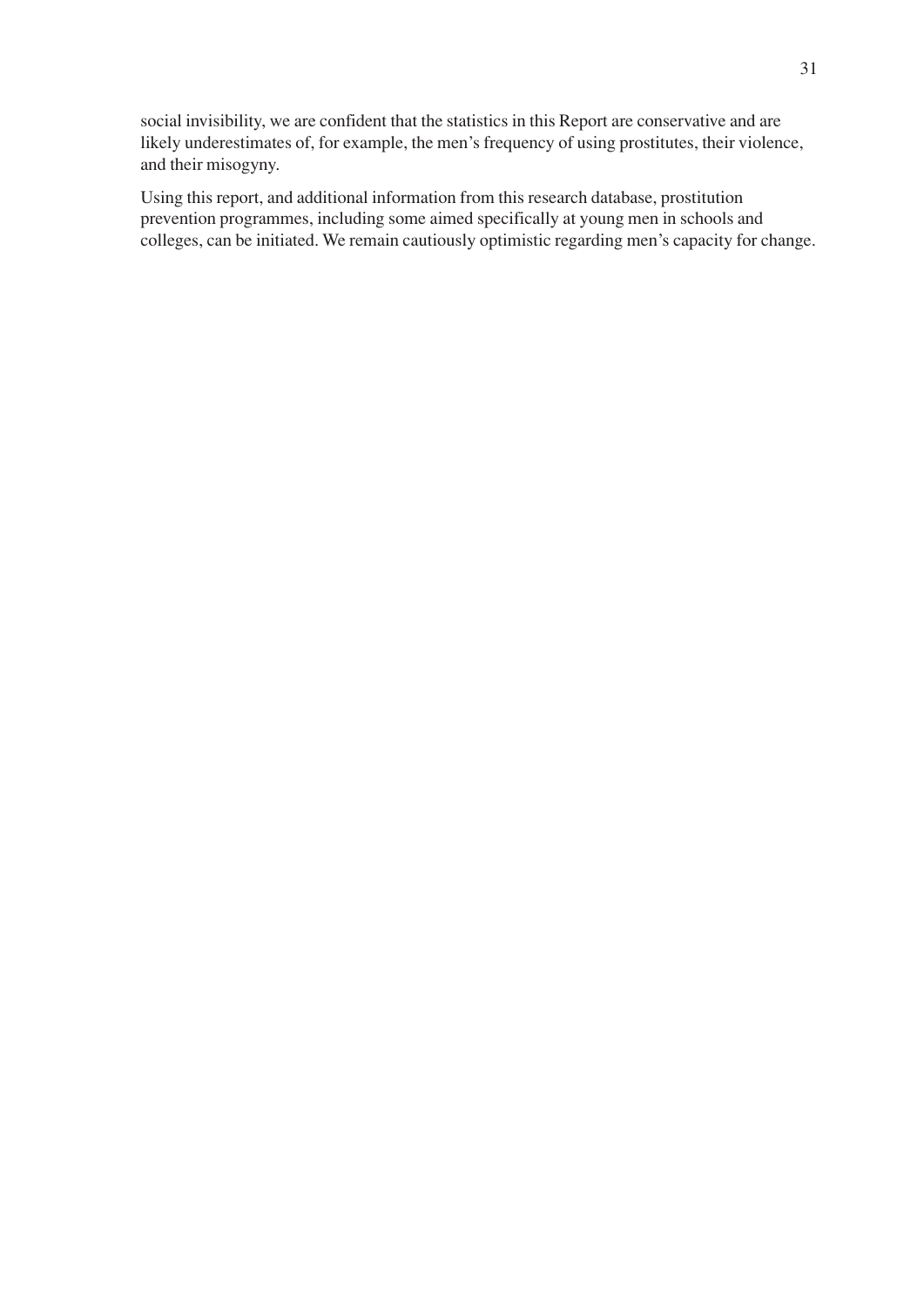social invisibility, we are confident that the statistics in this Report are conservative and are likely underestimates of, for example, the men's frequency of using prostitutes, their violence, and their misogyny.

Using this report, and additional information from this research database, prostitution prevention programmes, including some aimed specifically at young men in schools and colleges, can be initiated. We remain cautiously optimistic regarding men's capacity for change.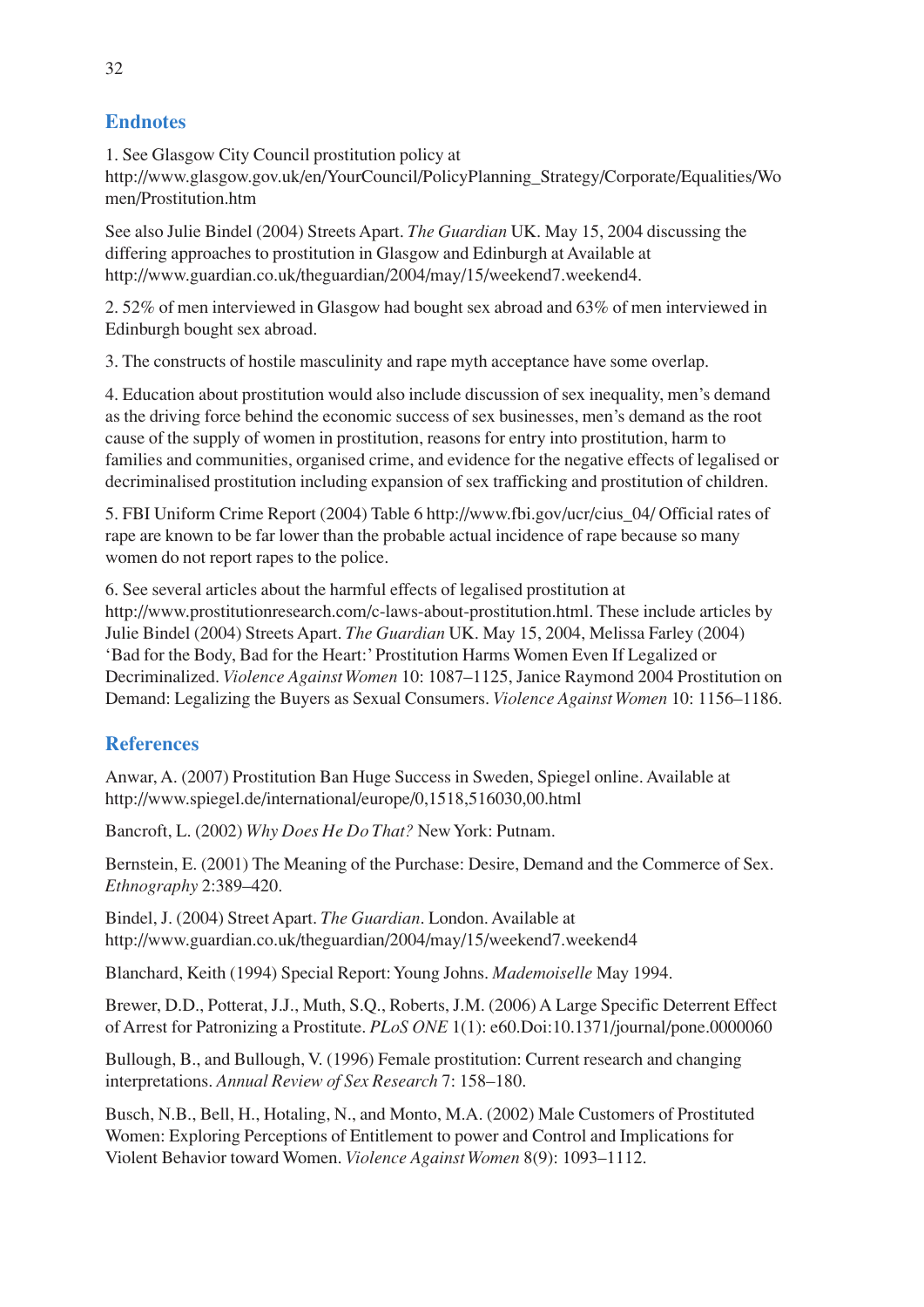## Endnotes

1. See Glasgow City Council prostitution policy at http://www.glasgow.gov.uk/en/YourCouncil/PolicyPlanning_Strategy/Corporate/Equalities/Women/Prostitution.htm

See also Julie Bindel (2004) Streets Apart. *The Guardian* UK. May 15, 2004 discussing the differing approaches to prostitution in Glasgow and Edinburgh at Available at http://www.guardian.co.uk/theguardian/2004/may/15/weekend7.weekend4.

2. 52% of men interviewed in Glasgow had bought sex abroad and 63% of men interviewed in Edinburgh bought sex abroad.

3. The constructs of hostile masculinity and rape myth acceptance have some overlap.

4. Education about prostitution would also include discussion of sex inequality, men's demand as the driving force behind the economic success of sex businesses, men's demand as the root cause of the supply of women in prostitution, reasons for entry into prostitution, harm to families and communities, organised crime, and evidence for the negative effects of legalised or decriminalised prostitution including expansion of sex trafficking and prostitution of children.

5. FBI Uniform Crime Report (2004) Table 6 http://www.fbi.gov/ucr/cius_04/ Official rates of rape are known to be far lower than the probable actual incidence of rape because so many women do not report rapes to the police.

6. See several articles about the harmful effects of legalised prostitution at http://www.prostitutionresearch.com/c-laws-about-prostitution.html. These include articles by Julie Bindel (2004) Streets Apart. *The Guardian* UK. May 15, 2004, Melissa Farley (2004) 'Bad for the Body, Bad for the Heart:' Prostitution Harms Women Even If Legalized or Decriminalized. *Violence Against Women* 10: 1087–1125, Janice Raymond 2004 Prostitution on Demand: Legalizing the Buyers as Sexual Consumers. *Violence Against Women* 10: 1156–1186.

## References

Anwar, A. (2007) Prostitution Ban Huge Success in Sweden, Spiegel online. Available at http://www.spiegel.de/international/europe/0,1518,516030,00.html

Bancroft, L. (2002) *Why Does He Do That?* New York: Putnam.

Bernstein, E. (2001) The Meaning of the Purchase: Desire, Demand and the Commerce of Sex. *Ethnography* 2:389–420.

Bindel, J. (2004) Street Apart. *The Guardian*. London. Available at http://www.guardian.co.uk/theguardian/2004/may/15/weekend7.weekend4

Blanchard, Keith (1994) Special Report: Young Johns. *Mademoiselle* May 1994.

Brewer, D.D., Potterat, J.J., Muth, S.Q., Roberts, J.M. (2006) A Large Specific Deterrent Effect of Arrest for Patronizing a Prostitute. *PLoS ONE* 1(1): e60.Doi:10.1371/journal/pone.0000060

Bullough, B., and Bullough, V. (1996) Female prostitution: Current research and changing interpretations. *Annual Review of Sex Research* 7: 158–180.

Busch, N.B., Bell, H., Hotaling, N., and Monto, M.A. (2002) Male Customers of Prostituted Women: Exploring Perceptions of Entitlement to power and Control and Implications for Violent Behavior toward Women. *Violence Against Women* 8(9): 1093–1112.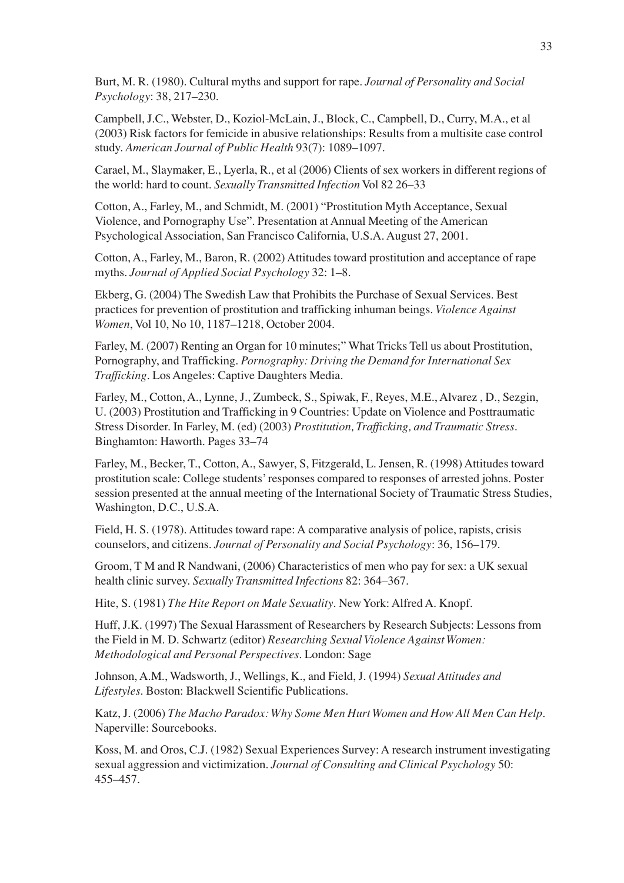Burt, M. R. (1980). Cultural myths and support for rape. *Journal of Personality and Social Psychology*: 38, 217–230.

Campbell, J.C., Webster, D., Koziol-McLain, J., Block, C., Campbell, D., Curry, M.A., et al (2003) Risk factors for femicide in abusive relationships: Results from a multisite case control study. *American Journal of Public Health* 93(7): 1089–1097.

Carael, M., Slaymaker, E., Lyerla, R., et al (2006) Clients of sex workers in different regions of the world: hard to count. *Sexually Transmitted Infection* Vol 82 26–33

Cotton, A., Farley, M., and Schmidt, M. (2001) "Prostitution Myth Acceptance, Sexual Violence, and Pornography Use". Presentation at Annual Meeting of the American Psychological Association, San Francisco California, U.S.A. August 27, 2001.

Cotton, A., Farley, M., Baron, R. (2002) Attitudes toward prostitution and acceptance of rape myths. *Journal of Applied Social Psychology* 32: 1–8.

Ekberg, G. (2004) The Swedish Law that Prohibits the Purchase of Sexual Services. Best practices for prevention of prostitution and trafficking inhuman beings. *Violence Against Women*, Vol 10, No 10, 1187–1218, October 2004.

Farley, M. (2007) Renting an Organ for 10 minutes;" What Tricks Tell us about Prostitution, Pornography, and Trafficking. *Pornography: Driving the Demand for International Sex Trafficking*. Los Angeles: Captive Daughters Media.

Farley, M., Cotton, A., Lynne, J., Zumbeck, S., Spiwak, F., Reyes, M.E., Alvarez , D., Sezgin, U. (2003) Prostitution and Trafficking in 9 Countries: Update on Violence and Posttraumatic Stress Disorder. In Farley, M. (ed) (2003) *Prostitution, Trafficking, and Traumatic Stress*. Binghamton: Haworth. Pages 33–74

Farley, M., Becker, T., Cotton, A., Sawyer, S, Fitzgerald, L. Jensen, R. (1998) Attitudes toward prostitution scale: College students' responses compared to responses of arrested johns. Poster session presented at the annual meeting of the International Society of Traumatic Stress Studies, Washington, D.C., U.S.A.

Field, H. S. (1978). Attitudes toward rape: A comparative analysis of police, rapists, crisis counselors, and citizens. *Journal of Personality and Social Psychology*: 36, 156–179.

Groom, T M and R Nandwani, (2006) Characteristics of men who pay for sex: a UK sexual health clinic survey. *Sexually Transmitted Infections* 82: 364–367.

Hite, S. (1981) *The Hite Report on Male Sexuality*. New York: Alfred A. Knopf.

Huff, J.K. (1997) The Sexual Harassment of Researchers by Research Subjects: Lessons from the Field in M. D. Schwartz (editor) *Researching Sexual Violence Against Women: Methodological and Personal Perspectives*. London: Sage

Johnson, A.M., Wadsworth, J., Wellings, K., and Field, J. (1994) *Sexual Attitudes and Lifestyles*. Boston: Blackwell Scientific Publications.

Katz, J. (2006) *The Macho Paradox: Why Some Men Hurt Women and How All Men Can Help*. Naperville: Sourcebooks.

Koss, M. and Oros, C.J. (1982) Sexual Experiences Survey: A research instrument investigating sexual aggression and victimization. *Journal of Consulting and Clinical Psychology* 50: 455–457.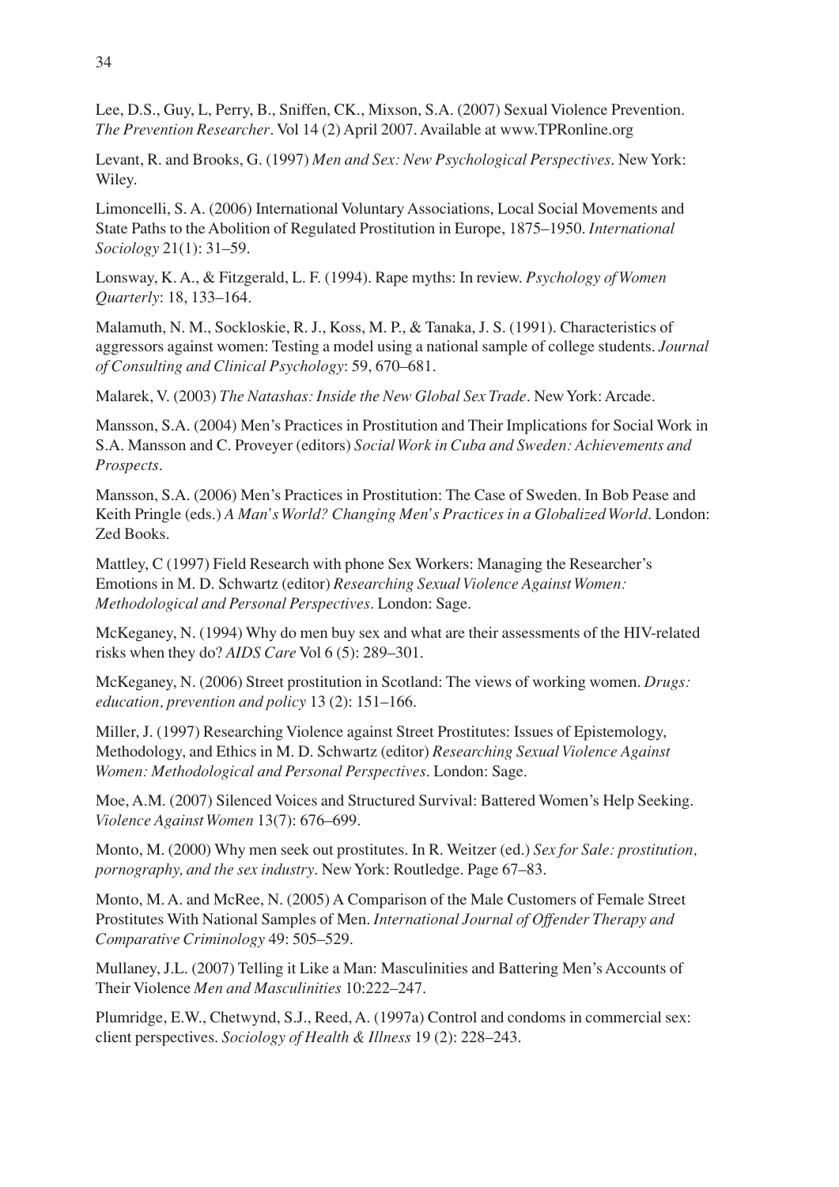Lee, D.S., Guy, L, Perry, B., Sniffen, CK., Mixson, S.A. (2007) Sexual Violence Prevention. *The Prevention Researcher*. Vol 14 (2) April 2007. Available at www.TPRonline.org

Levant, R. and Brooks, G. (1997) *Men and Sex: New Psychological Perspectives*. New York: Wiley.

Limoncelli, S. A. (2006) International Voluntary Associations, Local Social Movements and State Paths to the Abolition of Regulated Prostitution in Europe, 1875–1950. *International Sociology* 21(1): 31–59.

Lonsway, K. A., & Fitzgerald, L. F. (1994). Rape myths: In review. *Psychology of Women Quarterly*: 18, 133–164.

Malamuth, N. M., Sockloskie, R. J., Koss, M. P., & Tanaka, J. S. (1991). Characteristics of aggressors against women: Testing a model using a national sample of college students. *Journal of Consulting and Clinical Psychology*: 59, 670–681.

Malarek, V. (2003) *The Natashas: Inside the New Global Sex Trade*. New York: Arcade.

Mansson, S.A. (2004) Men's Practices in Prostitution and Their Implications for Social Work in S.A. Mansson and C. Proveyer (editors) *Social Work in Cuba and Sweden: Achievements and Prospects*.

Mansson, S.A. (2006) Men's Practices in Prostitution: The Case of Sweden. In Bob Pease and Keith Pringle (eds.) *A Man's World? Changing Men's Practices in a Globalized World*. London: Zed Books.

Mattley, C (1997) Field Research with phone Sex Workers: Managing the Researcher's Emotions in M. D. Schwartz (editor) *Researching Sexual Violence Against Women: Methodological and Personal Perspectives*. London: Sage.

McKeganey, N. (1994) Why do men buy sex and what are their assessments of the HIV-related risks when they do? *AIDS Care* Vol 6 (5): 289–301.

McKeganey, N. (2006) Street prostitution in Scotland: The views of working women. *Drugs: education, prevention and policy* 13 (2): 151–166.

Miller, J. (1997) Researching Violence against Street Prostitutes: Issues of Epistemology, Methodology, and Ethics in M. D. Schwartz (editor) *Researching Sexual Violence Against Women: Methodological and Personal Perspectives*. London: Sage.

Moe, A.M. (2007) Silenced Voices and Structured Survival: Battered Women's Help Seeking. *Violence Against Women* 13(7): 676–699.

Monto, M. (2000) Why men seek out prostitutes. In R. Weitzer (ed.) *Sex for Sale: prostitution, pornography, and the sex industry*. New York: Routledge. Page 67–83.

Monto, M. A. and McRee, N. (2005) A Comparison of the Male Customers of Female Street Prostitutes With National Samples of Men. *International Journal of Offender Therapy and Comparative Criminology* 49: 505–529.

Mullaney, J.L. (2007) Telling it Like a Man: Masculinities and Battering Men's Accounts of Their Violence *Men and Masculinities* 10:222–247.

Plumridge, E.W., Chetwynd, S.J., Reed, A. (1997a) Control and condoms in commercial sex: client perspectives. *Sociology of Health & Illness* 19 (2): 228–243.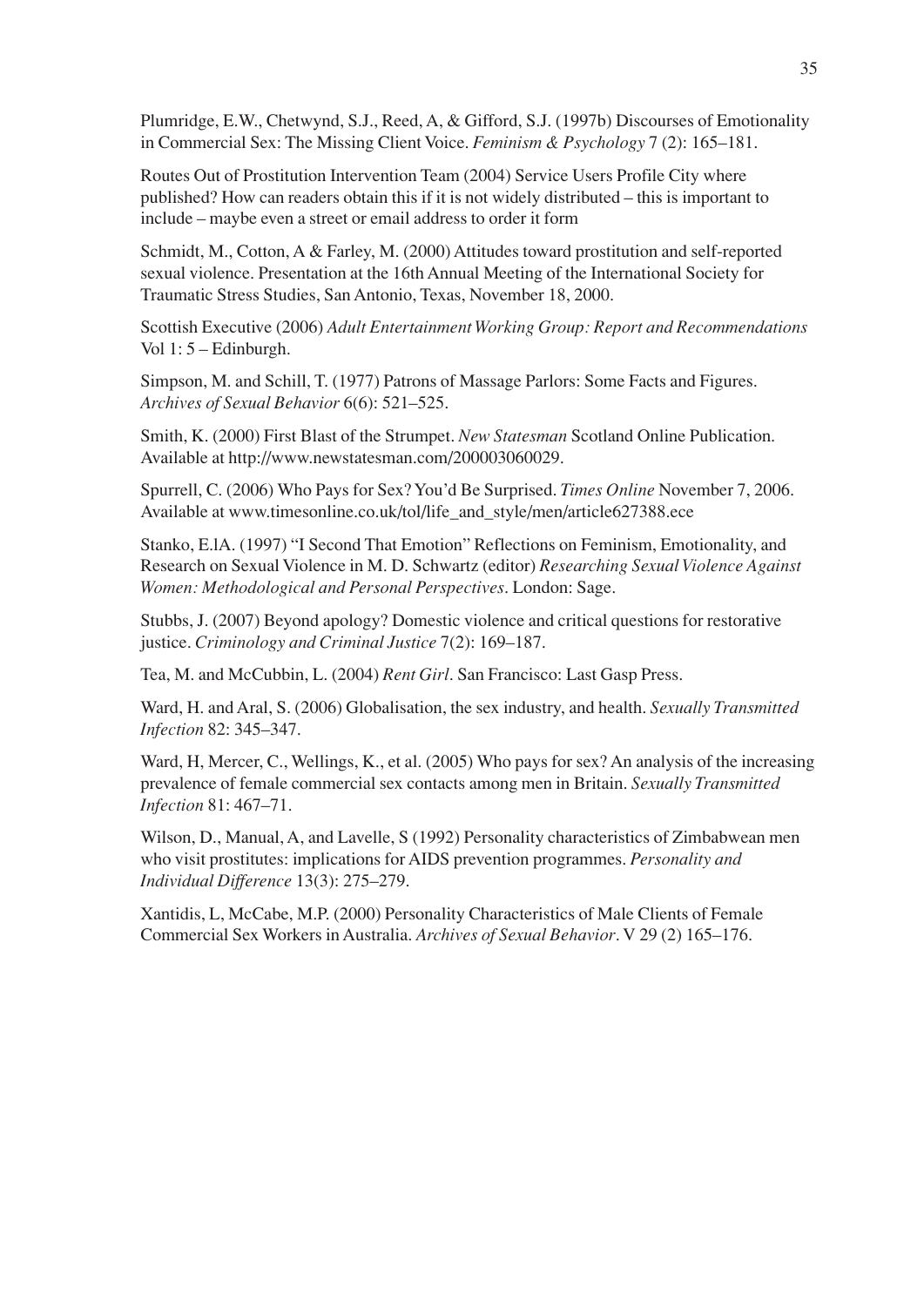Plumridge, E.W., Chetwynd, S.J., Reed, A, & Gifford, S.J. (1997b) Discourses of Emotionality in Commercial Sex: The Missing Client Voice. *Feminism & Psychology* 7 (2): 165–181.

Routes Out of Prostitution Intervention Team (2004) Service Users Profile City where published? How can readers obtain this if it is not widely distributed – this is important to include – maybe even a street or email address to order it form

Schmidt, M., Cotton, A & Farley, M. (2000) Attitudes toward prostitution and self-reported sexual violence. Presentation at the 16th Annual Meeting of the International Society for Traumatic Stress Studies, San Antonio, Texas, November 18, 2000.

Scottish Executive (2006) *Adult Entertainment Working Group: Report and Recommendations* Vol 1: 5 – Edinburgh.

Simpson, M. and Schill, T. (1977) Patrons of Massage Parlors: Some Facts and Figures. *Archives of Sexual Behavior* 6(6): 521–525.

Smith, K. (2000) First Blast of the Strumpet. *New Statesman* Scotland Online Publication. Available at http://www.newstatesman.com/200003060029.

Spurrell, C. (2006) Who Pays for Sex? You'd Be Surprised. *Times Online* November 7, 2006. Available at www.timesonline.co.uk/tol/life_and_style/men/article627388.ece

Stanko, E.lA. (1997) "I Second That Emotion" Reflections on Feminism, Emotionality, and Research on Sexual Violence in M. D. Schwartz (editor) *Researching Sexual Violence Against Women: Methodological and Personal Perspectives*. London: Sage.

Stubbs, J. (2007) Beyond apology? Domestic violence and critical questions for restorative justice. *Criminology and Criminal Justice* 7(2): 169–187.

Tea, M. and McCubbin, L. (2004) *Rent Girl*. San Francisco: Last Gasp Press.

Ward, H. and Aral, S. (2006) Globalisation, the sex industry, and health. *Sexually Transmitted Infection* 82: 345–347.

Ward, H, Mercer, C., Wellings, K., et al. (2005) Who pays for sex? An analysis of the increasing prevalence of female commercial sex contacts among men in Britain. *Sexually Transmitted Infection* 81: 467–71.

Wilson, D., Manual, A, and Lavelle, S (1992) Personality characteristics of Zimbabwean men who visit prostitutes: implications for AIDS prevention programmes. *Personality and Individual Difference* 13(3): 275–279.

Xantidis, L, McCabe, M.P. (2000) Personality Characteristics of Male Clients of Female Commercial Sex Workers in Australia. *Archives of Sexual Behavior*. V 29 (2) 165–176.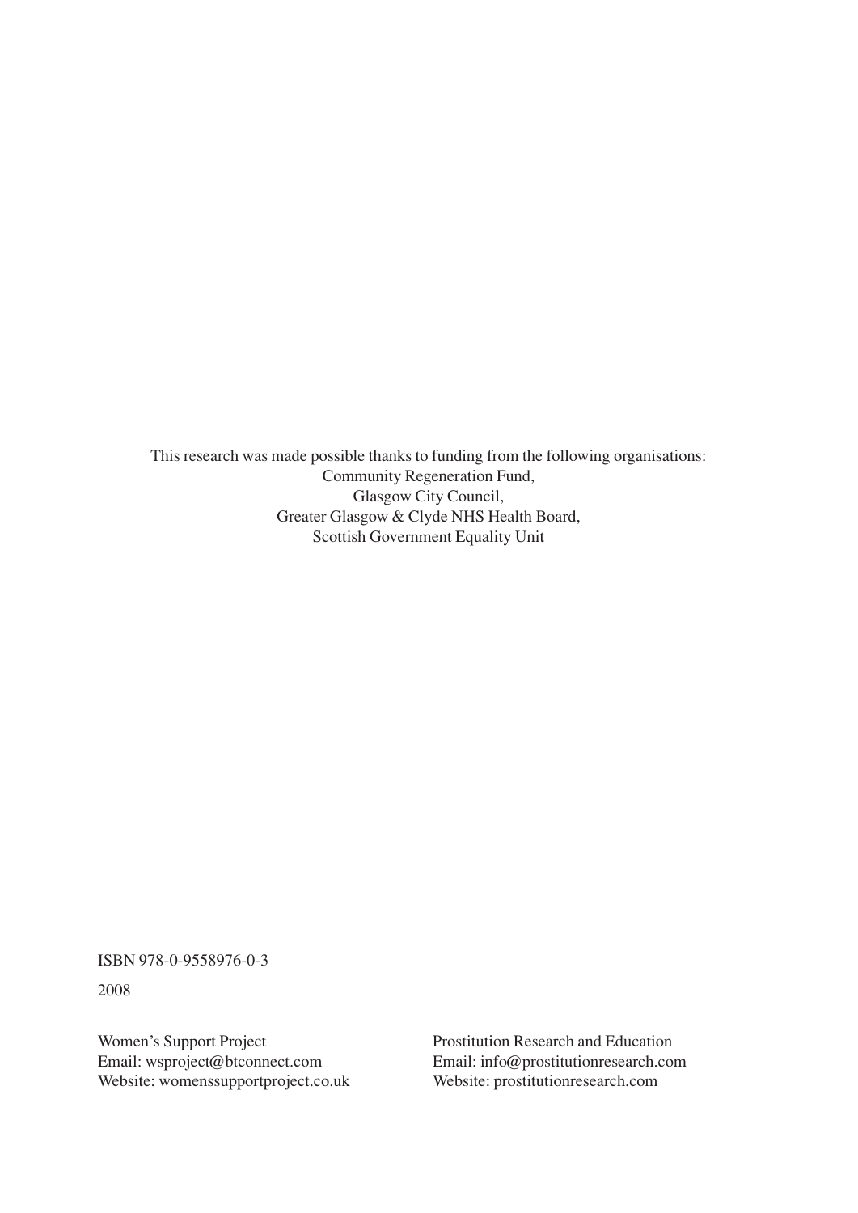This research was made possible thanks to funding from the following organisations:
Community Regeneration Fund,
Glasgow City Council,
Greater Glasgow & Clyde NHS Health Board,
Scottish Government Equality Unit

ISBN 978-0-9558976-0-3

2008

Women's Support Project
Email: wsproject@btconnect.com
Website: womenssupportproject.co.uk

Prostitution Research and Education
Email: info@prostitutionresearch.com
Website: prostitutionresearch.com